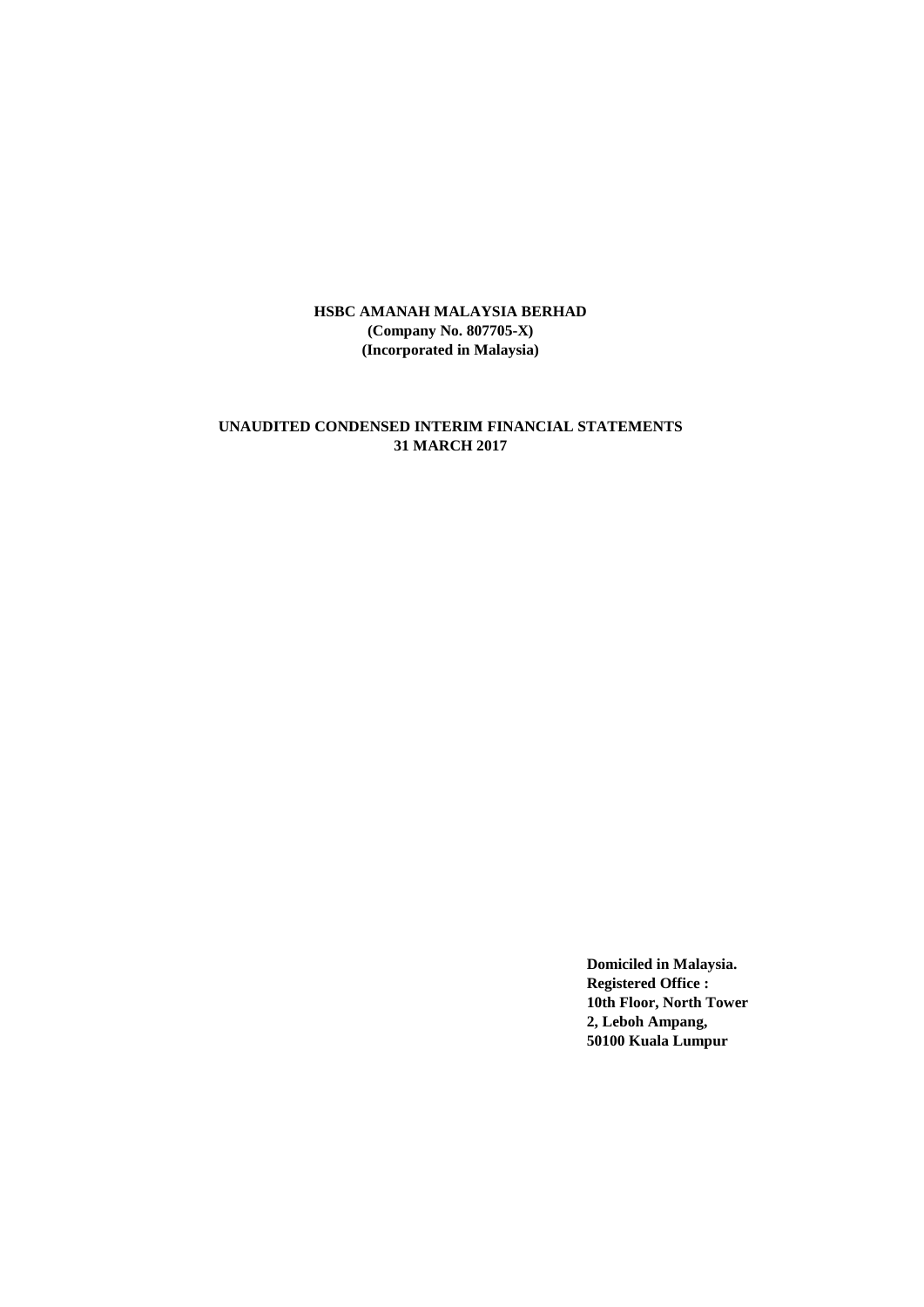**HSBC AMANAH MALAYSIA BERHAD**
**(Company No. 807705-X)**
**(Incorporated in Malaysia)**

**UNAUDITED CONDENSED INTERIM FINANCIAL STATEMENTS**
**31 MARCH 2017**

**Domiciled in Malaysia.**
**Registered Office :**
**10th Floor, North Tower**
**2, Leboh Ampang,**
**50100 Kuala Lumpur**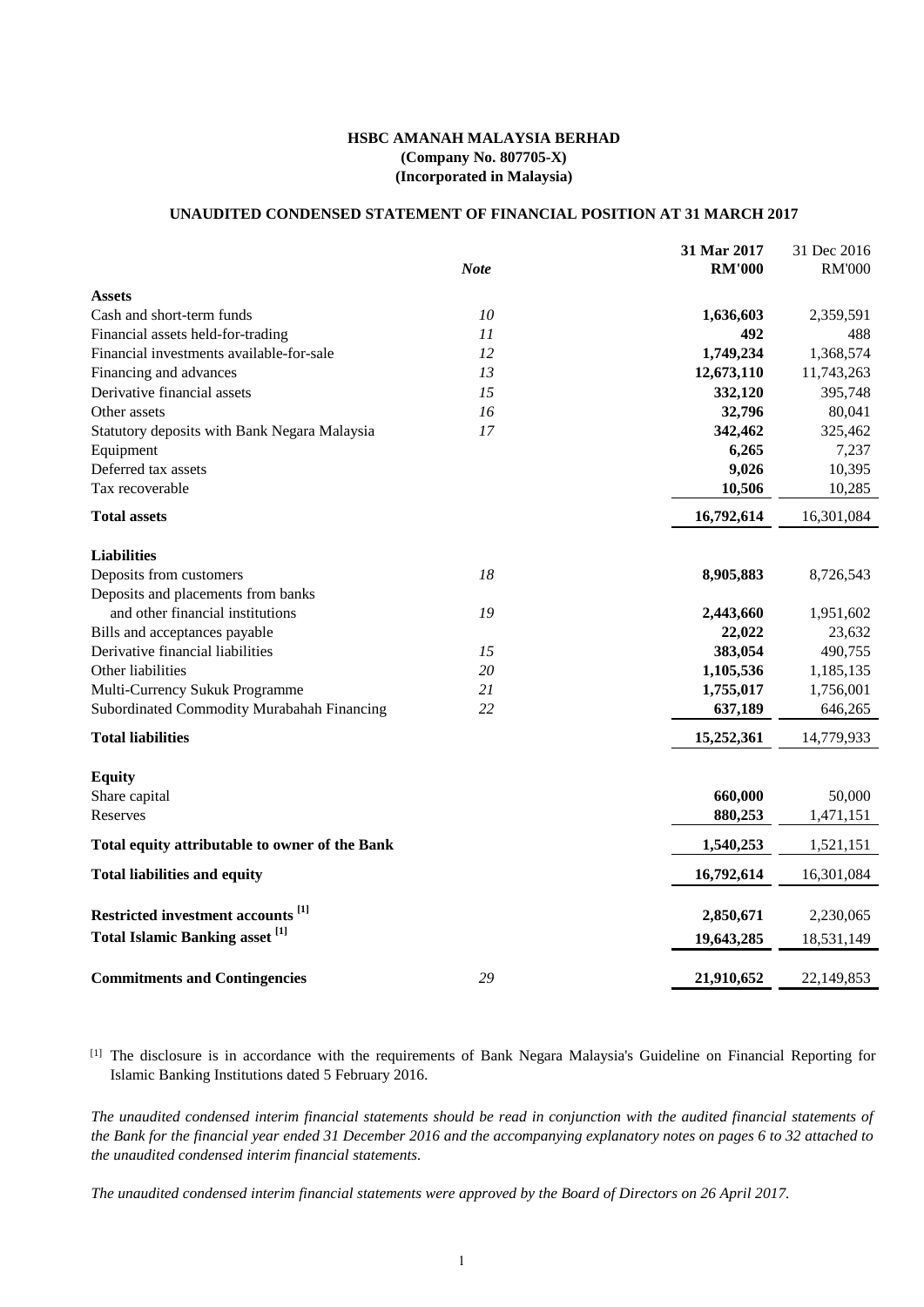**HSBC AMANAH MALAYSIA BERHAD**
**(Company No. 807705-X)**
**(Incorporated in Malaysia)**

**UNAUDITED CONDENSED STATEMENT OF FINANCIAL POSITION AT 31 MARCH 2017**

| | *Note* | **31 Mar 2017 RM'000** | 31 Dec 2016 RM'000 |
|---|---|---|---|
| **Assets** | | | |
| Cash and short-term funds | *10* | **1,636,603** | 2,359,591 |
| Financial assets held-for-trading | *11* | **492** | 488 |
| Financial investments available-for-sale | *12* | **1,749,234** | 1,368,574 |
| Financing and advances | *13* | **12,673,110** | 11,743,263 |
| Derivative financial assets | *15* | **332,120** | 395,748 |
| Other assets | *16* | **32,796** | 80,041 |
| Statutory deposits with Bank Negara Malaysia | *17* | **342,462** | 325,462 |
| Equipment | | **6,265** | 7,237 |
| Deferred tax assets | | **9,026** | 10,395 |
| Tax recoverable | | **10,506** | 10,285 |
| **Total assets** | | **16,792,614** | 16,301,084 |
| **Liabilities** | | | |
| Deposits from customers | *18* | **8,905,883** | 8,726,543 |
| Deposits and placements from banks and other financial institutions | *19* | **2,443,660** | 1,951,602 |
| Bills and acceptances payable | | **22,022** | 23,632 |
| Derivative financial liabilities | *15* | **383,054** | 490,755 |
| Other liabilities | *20* | **1,105,536** | 1,185,135 |
| Multi-Currency Sukuk Programme | *21* | **1,755,017** | 1,756,001 |
| Subordinated Commodity Murabahah Financing | *22* | **637,189** | 646,265 |
| **Total liabilities** | | **15,252,361** | 14,779,933 |
| **Equity** | | | |
| Share capital | | **660,000** | 50,000 |
| Reserves | | **880,253** | 1,471,151 |
| **Total equity attributable to owner of the Bank** | | **1,540,253** | 1,521,151 |
| **Total liabilities and equity** | | **16,792,614** | 16,301,084 |
| **Restricted investment accounts [1]** | | **2,850,671** | 2,230,065 |
| **Total Islamic Banking asset [1]** | | **19,643,285** | 18,531,149 |
| **Commitments and Contingencies** | *29* | **21,910,652** | 22,149,853 |

[1] The disclosure is in accordance with the requirements of Bank Negara Malaysia's Guideline on Financial Reporting for Islamic Banking Institutions dated 5 February 2016.

*The unaudited condensed interim financial statements should be read in conjunction with the audited financial statements of the Bank for the financial year ended 31 December 2016 and the accompanying explanatory notes on pages 6 to 32 attached to the unaudited condensed interim financial statements.*

*The unaudited condensed interim financial statements were approved by the Board of Directors on 26 April 2017.*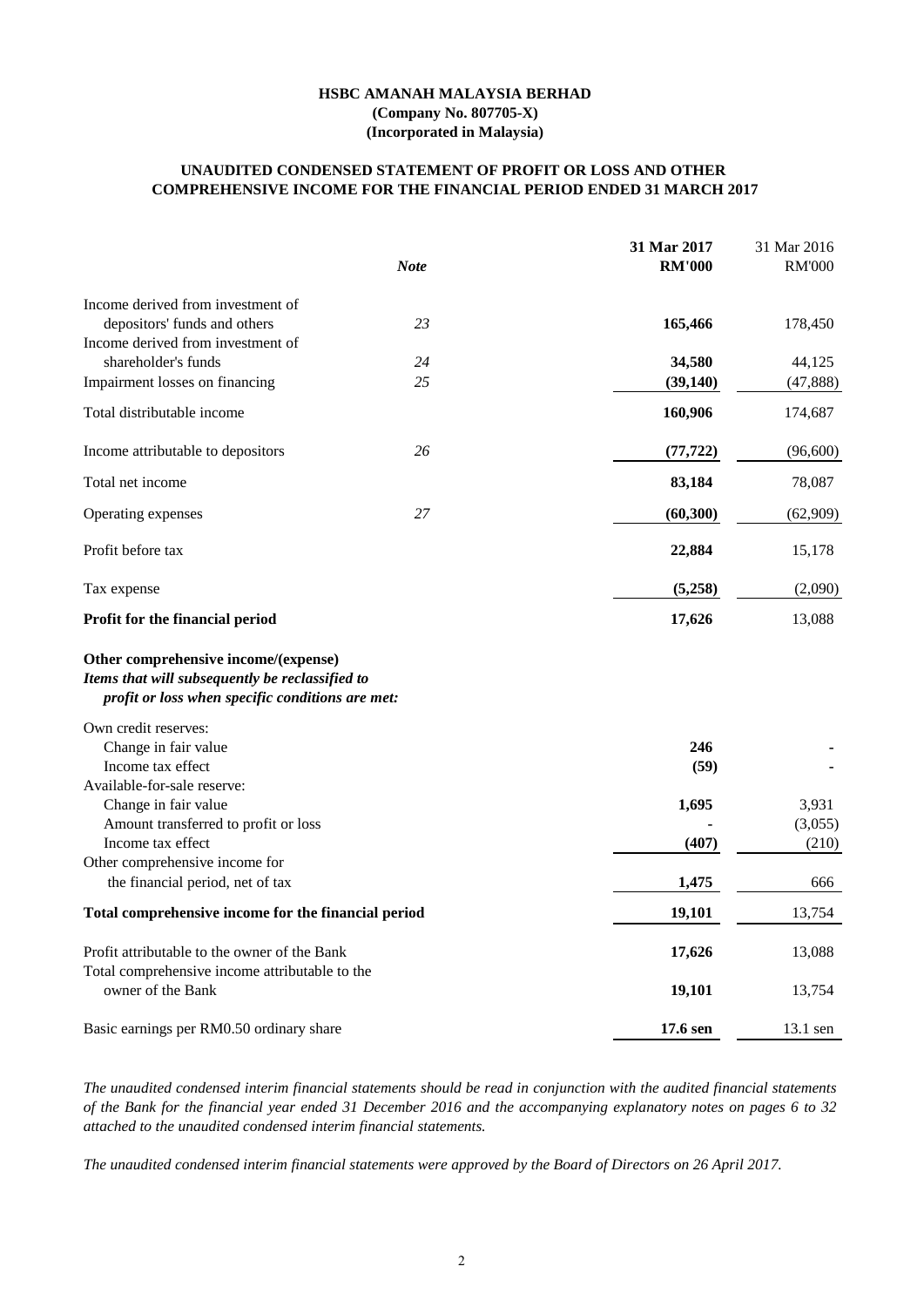**HSBC AMANAH MALAYSIA BERHAD**
**(Company No. 807705-X)**
**(Incorporated in Malaysia)**

## UNAUDITED CONDENSED STATEMENT OF PROFIT OR LOSS AND OTHER COMPREHENSIVE INCOME FOR THE FINANCIAL PERIOD ENDED 31 MARCH 2017

| | *Note* | **31 Mar 2017 RM'000** | 31 Mar 2016 RM'000 |
|---|---|---|---|
| Income derived from investment of depositors' funds and others | *23* | **165,466** | 178,450 |
| Income derived from investment of shareholder's funds | *24* | **34,580** | 44,125 |
| Impairment losses on financing | *25* | **(39,140)** | (47,888) |
| Total distributable income | | **160,906** | 174,687 |
| Income attributable to depositors | *26* | **(77,722)** | (96,600) |
| Total net income | | **83,184** | 78,087 |
| Operating expenses | *27* | **(60,300)** | (62,909) |
| Profit before tax | | **22,884** | 15,178 |
| Tax expense | | **(5,258)** | (2,090) |
| **Profit for the financial period** | | **17,626** | 13,088 |
| **Other comprehensive income/(expense)** | | | |
| ***Items that will subsequently be reclassified to profit or loss when specific conditions are met:*** | | | |
| Own credit reserves: | | | |
| Change in fair value | | **246** | - |
| Income tax effect | | **(59)** | - |
| Available-for-sale reserve: | | | |
| Change in fair value | | **1,695** | 3,931 |
| Amount transferred to profit or loss | | **-** | (3,055) |
| Income tax effect | | **(407)** | (210) |
| Other comprehensive income for the financial period, net of tax | | **1,475** | 666 |
| **Total comprehensive income for the financial period** | | **19,101** | 13,754 |
| Profit attributable to the owner of the Bank | | **17,626** | 13,088 |
| Total comprehensive income attributable to the owner of the Bank | | **19,101** | 13,754 |
| Basic earnings per RM0.50 ordinary share | | **17.6 sen** | 13.1 sen |

*The unaudited condensed interim financial statements should be read in conjunction with the audited financial statements of the Bank for the financial year ended 31 December 2016 and the accompanying explanatory notes on pages 6 to 32 attached to the unaudited condensed interim financial statements.*

*The unaudited condensed interim financial statements were approved by the Board of Directors on 26 April 2017.*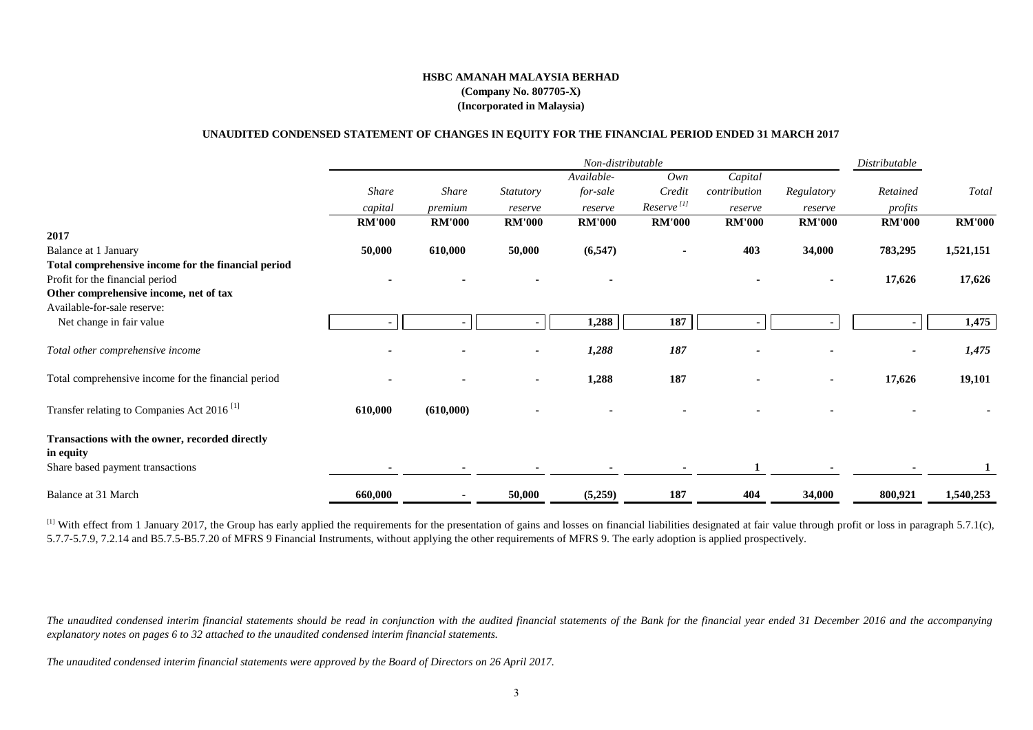**HSBC AMANAH MALAYSIA BERHAD**
**(Company No. 807705-X)**
**(Incorporated in Malaysia)**

**UNAUDITED CONDENSED STATEMENT OF CHANGES IN EQUITY FOR THE FINANCIAL PERIOD ENDED 31 MARCH 2017**

| | *Non-distributable* | | | | | | | *Distributable* | |
|---|---|---|---|---|---|---|---|---|---|
| | *Share capital* | *Share premium* | *Statutory reserve* | *Available-for-sale reserve* | *Own Credit Reserve* [1] | *Capital contribution reserve* | *Regulatory reserve* | *Retained profits* | *Total* |
| | **RM'000** | **RM'000** | **RM'000** | **RM'000** | **RM'000** | **RM'000** | **RM'000** | **RM'000** | **RM'000** |
| **2017** | | | | | | | | | |
| Balance at 1 January | **50,000** | **610,000** | **50,000** | **(6,547)** | **-** | **403** | **34,000** | **783,295** | **1,521,151** |
| **Total comprehensive income for the financial period** | | | | | | | | | |
| Profit for the financial period | **-** | **-** | **-** | **-** | | **-** | **-** | **17,626** | **17,626** |
| **Other comprehensive income, net of tax** | | | | | | | | | |
| Available-for-sale reserve: | | | | | | | | | |
| Net change in fair value | **-** | **-** | **-** | **1,288** | **187** | **-** | **-** | **-** | **1,475** |
| *Total other comprehensive income* | **-** | **-** | **-** | ***1,288*** | ***187*** | **-** | **-** | **-** | ***1,475*** |
| Total comprehensive income for the financial period | **-** | **-** | **-** | **1,288** | **187** | **-** | **-** | **17,626** | **19,101** |
| Transfer relating to Companies Act 2016 [1] | **610,000** | **(610,000)** | **-** | **-** | **-** | **-** | **-** | **-** | **-** |
| **Transactions with the owner, recorded directly in equity** | | | | | | | | | |
| Share based payment transactions | **-** | **-** | **-** | **-** | **-** | **1** | **-** | **-** | **1** |
| Balance at 31 March | **660,000** | **-** | **50,000** | **(5,259)** | **187** | **404** | **34,000** | **800,921** | **1,540,253** |

[1] With effect from 1 January 2017, the Group has early applied the requirements for the presentation of gains and losses on financial liabilities designated at fair value through profit or loss in paragraph 5.7.1(c), 5.7.7-5.7.9, 7.2.14 and B5.7.5-B5.7.20 of MFRS 9 Financial Instruments, without applying the other requirements of MFRS 9. The early adoption is applied prospectively.

*The unaudited condensed interim financial statements should be read in conjunction with the audited financial statements of the Bank for the financial year ended 31 December 2016 and the accompanying explanatory notes on pages 6 to 32 attached to the unaudited condensed interim financial statements.*

*The unaudited condensed interim financial statements were approved by the Board of Directors on 26 April 2017.*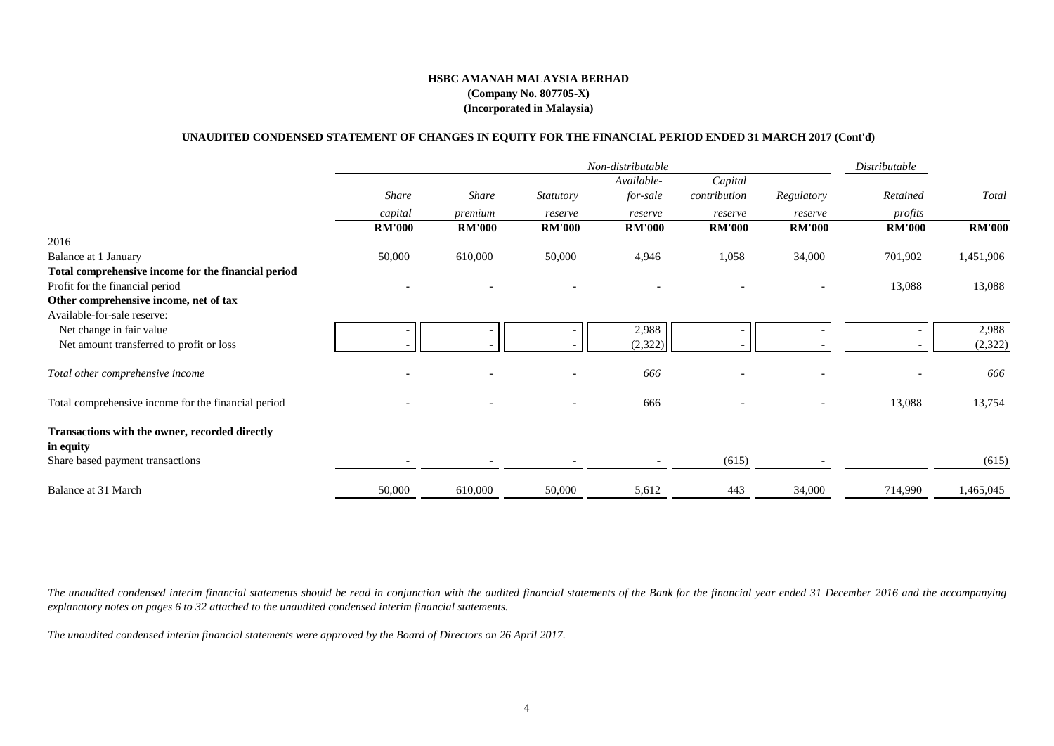**HSBC AMANAH MALAYSIA BERHAD**
**(Company No. 807705-X)**
**(Incorporated in Malaysia)**

**UNAUDITED CONDENSED STATEMENT OF CHANGES IN EQUITY FOR THE FINANCIAL PERIOD ENDED 31 MARCH 2017 (Cont'd)**

| | *Non-distributable* | | | | | | *Distributable* | |
|---|---|---|---|---|---|---|---|---|
| | *Share capital* | *Share premium* | *Statutory reserve* | *Available-for-sale reserve* | *Capital contribution reserve* | *Regulatory reserve* | *Retained profits* | *Total* |
| | **RM'000** | **RM'000** | **RM'000** | **RM'000** | **RM'000** | **RM'000** | **RM'000** | **RM'000** |
| 2016 | | | | | | | | |
| Balance at 1 January | 50,000 | 610,000 | 50,000 | 4,946 | 1,058 | 34,000 | 701,902 | 1,451,906 |
| **Total comprehensive income for the financial period** | | | | | | | | |
| Profit for the financial period | - | - | - | - | - | - | 13,088 | 13,088 |
| **Other comprehensive income, net of tax** | | | | | | | | |
| Available-for-sale reserve: | | | | | | | | |
| Net change in fair value | - | - | - | 2,988 | - | - | - | 2,988 |
| Net amount transferred to profit or loss | - | - | - | (2,322) | - | - | - | (2,322) |
| *Total other comprehensive income* | - | - | - | *666* | - | - | - | *666* |
| Total comprehensive income for the financial period | - | - | - | 666 | - | - | 13,088 | 13,754 |
| **Transactions with the owner, recorded directly in equity** | | | | | | | | |
| Share based payment transactions | - | - | - | - | (615) | - | | (615) |
| Balance at 31 March | 50,000 | 610,000 | 50,000 | 5,612 | 443 | 34,000 | 714,990 | 1,465,045 |

*The unaudited condensed interim financial statements should be read in conjunction with the audited financial statements of the Bank for the financial year ended 31 December 2016 and the accompanying explanatory notes on pages 6 to 32 attached to the unaudited condensed interim financial statements.*

*The unaudited condensed interim financial statements were approved by the Board of Directors on 26 April 2017.*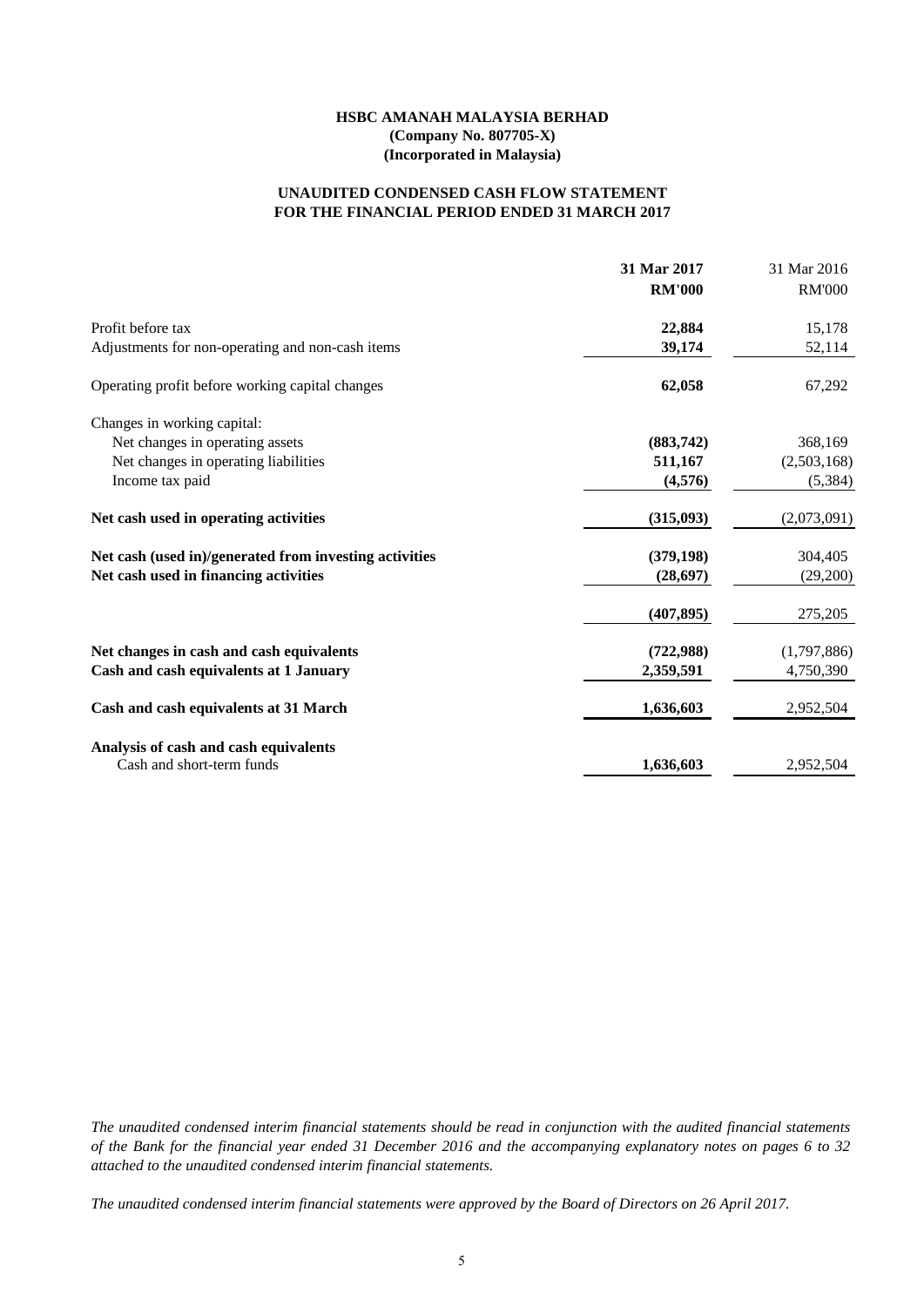**HSBC AMANAH MALAYSIA BERHAD**
**(Company No. 807705-X)**
**(Incorporated in Malaysia)**

**UNAUDITED CONDENSED CASH FLOW STATEMENT**
**FOR THE FINANCIAL PERIOD ENDED 31 MARCH 2017**

| | **31 Mar 2017** | 31 Mar 2016 |
|---|---|---|
| | **RM'000** | RM'000 |
| Profit before tax | **22,884** | 15,178 |
| Adjustments for non-operating and non-cash items | **39,174** | 52,114 |
| Operating profit before working capital changes | **62,058** | 67,292 |
| Changes in working capital: | | |
| Net changes in operating assets | **(883,742)** | 368,169 |
| Net changes in operating liabilities | **511,167** | (2,503,168) |
| Income tax paid | **(4,576)** | (5,384) |
| **Net cash used in operating activities** | **(315,093)** | (2,073,091) |
| **Net cash (used in)/generated from investing activities** | **(379,198)** | 304,405 |
| **Net cash used in financing activities** | **(28,697)** | (29,200) |
| | **(407,895)** | 275,205 |
| **Net changes in cash and cash equivalents** | **(722,988)** | (1,797,886) |
| **Cash and cash equivalents at 1 January** | **2,359,591** | 4,750,390 |
| **Cash and cash equivalents at 31 March** | **1,636,603** | 2,952,504 |
| **Analysis of cash and cash equivalents** | | |
| Cash and short-term funds | **1,636,603** | 2,952,504 |

*The unaudited condensed interim financial statements should be read in conjunction with the audited financial statements of the Bank for the financial year ended 31 December 2016 and the accompanying explanatory notes on pages 6 to 32 attached to the unaudited condensed interim financial statements.*

*The unaudited condensed interim financial statements were approved by the Board of Directors on 26 April 2017.*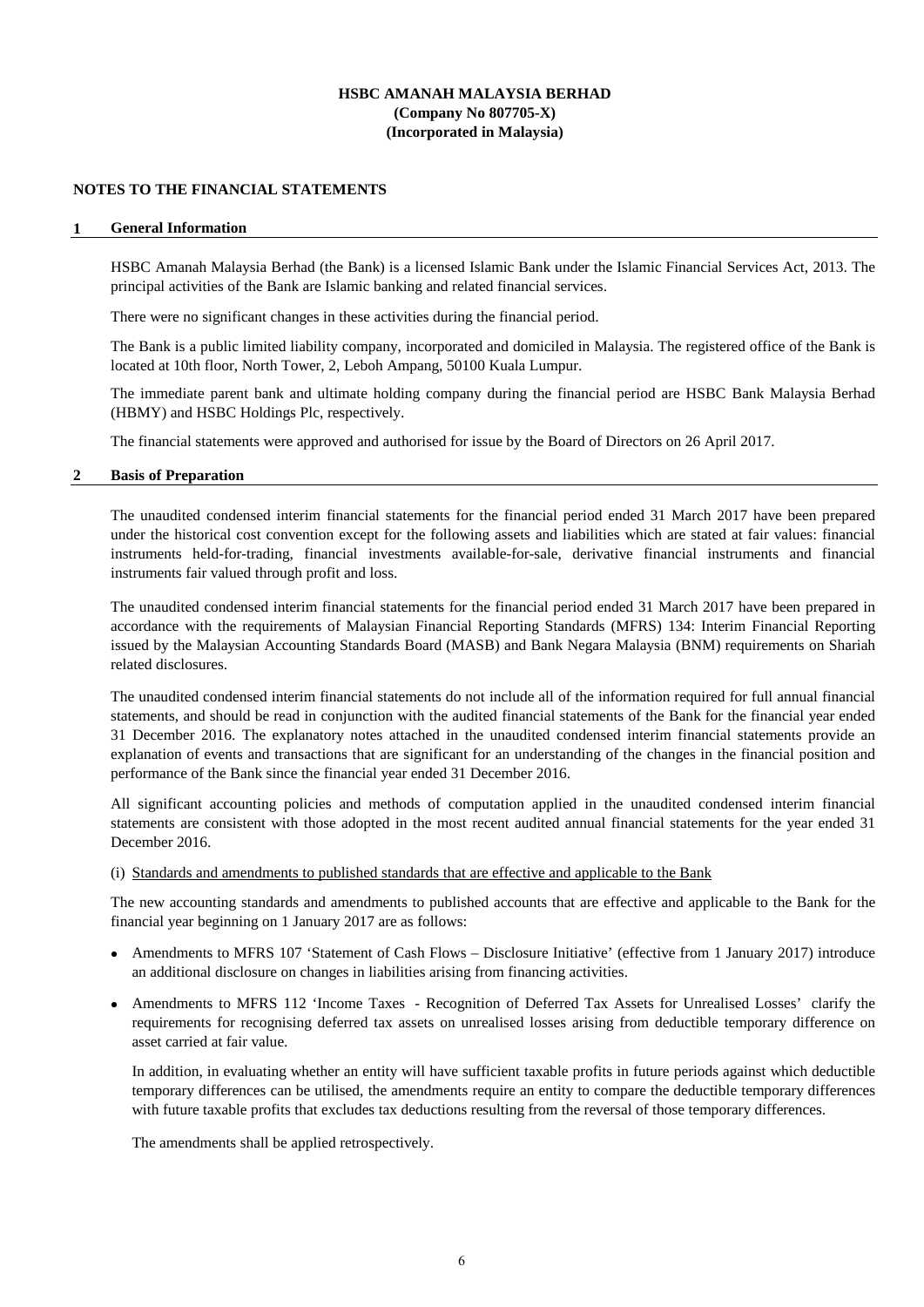# HSBC AMANAH MALAYSIA BERHAD
**(Company No 807705-X)**
**(Incorporated in Malaysia)**

## NOTES TO THE FINANCIAL STATEMENTS

### 1 General Information

HSBC Amanah Malaysia Berhad (the Bank) is a licensed Islamic Bank under the Islamic Financial Services Act, 2013. The principal activities of the Bank are Islamic banking and related financial services.

There were no significant changes in these activities during the financial period.

The Bank is a public limited liability company, incorporated and domiciled in Malaysia. The registered office of the Bank is located at 10th floor, North Tower, 2, Leboh Ampang, 50100 Kuala Lumpur.

The immediate parent bank and ultimate holding company during the financial period are HSBC Bank Malaysia Berhad (HBMY) and HSBC Holdings Plc, respectively.

The financial statements were approved and authorised for issue by the Board of Directors on 26 April 2017.

### 2 Basis of Preparation

The unaudited condensed interim financial statements for the financial period ended 31 March 2017 have been prepared under the historical cost convention except for the following assets and liabilities which are stated at fair values: financial instruments held-for-trading, financial investments available-for-sale, derivative financial instruments and financial instruments fair valued through profit and loss.

The unaudited condensed interim financial statements for the financial period ended 31 March 2017 have been prepared in accordance with the requirements of Malaysian Financial Reporting Standards (MFRS) 134: Interim Financial Reporting issued by the Malaysian Accounting Standards Board (MASB) and Bank Negara Malaysia (BNM) requirements on Shariah related disclosures.

The unaudited condensed interim financial statements do not include all of the information required for full annual financial statements, and should be read in conjunction with the audited financial statements of the Bank for the financial year ended 31 December 2016. The explanatory notes attached in the unaudited condensed interim financial statements provide an explanation of events and transactions that are significant for an understanding of the changes in the financial position and performance of the Bank since the financial year ended 31 December 2016.

All significant accounting policies and methods of computation applied in the unaudited condensed interim financial statements are consistent with those adopted in the most recent audited annual financial statements for the year ended 31 December 2016.

(i) Standards and amendments to published standards that are effective and applicable to the Bank

The new accounting standards and amendments to published accounts that are effective and applicable to the Bank for the financial year beginning on 1 January 2017 are as follows:

- Amendments to MFRS 107 'Statement of Cash Flows – Disclosure Initiative' (effective from 1 January 2017) introduce an additional disclosure on changes in liabilities arising from financing activities.
- Amendments to MFRS 112 'Income Taxes - Recognition of Deferred Tax Assets for Unrealised Losses' clarify the requirements for recognising deferred tax assets on unrealised losses arising from deductible temporary difference on asset carried at fair value.

  In addition, in evaluating whether an entity will have sufficient taxable profits in future periods against which deductible temporary differences can be utilised, the amendments require an entity to compare the deductible temporary differences with future taxable profits that excludes tax deductions resulting from the reversal of those temporary differences.

  The amendments shall be applied retrospectively.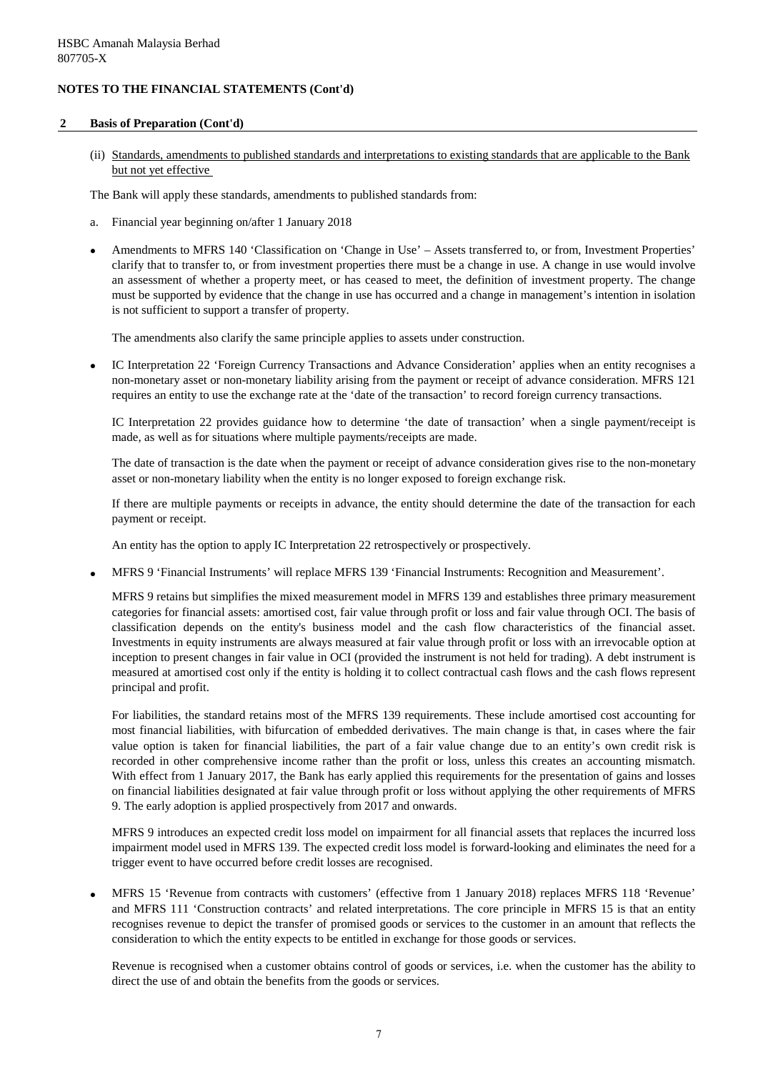HSBC Amanah Malaysia Berhad
807705-X

**NOTES TO THE FINANCIAL STATEMENTS (Cont'd)**

## 2 Basis of Preparation (Cont'd)

(ii) Standards, amendments to published standards and interpretations to existing standards that are applicable to the Bank but not yet effective

The Bank will apply these standards, amendments to published standards from:

a. Financial year beginning on/after 1 January 2018

- Amendments to MFRS 140 'Classification on 'Change in Use' – Assets transferred to, or from, Investment Properties' clarify that to transfer to, or from investment properties there must be a change in use. A change in use would involve an assessment of whether a property meet, or has ceased to meet, the definition of investment property. The change must be supported by evidence that the change in use has occurred and a change in management's intention in isolation is not sufficient to support a transfer of property.

  The amendments also clarify the same principle applies to assets under construction.

- IC Interpretation 22 'Foreign Currency Transactions and Advance Consideration' applies when an entity recognises a non-monetary asset or non-monetary liability arising from the payment or receipt of advance consideration. MFRS 121 requires an entity to use the exchange rate at the 'date of the transaction' to record foreign currency transactions.

  IC Interpretation 22 provides guidance how to determine 'the date of transaction' when a single payment/receipt is made, as well as for situations where multiple payments/receipts are made.

  The date of transaction is the date when the payment or receipt of advance consideration gives rise to the non-monetary asset or non-monetary liability when the entity is no longer exposed to foreign exchange risk.

  If there are multiple payments or receipts in advance, the entity should determine the date of the transaction for each payment or receipt.

  An entity has the option to apply IC Interpretation 22 retrospectively or prospectively.

- MFRS 9 'Financial Instruments' will replace MFRS 139 'Financial Instruments: Recognition and Measurement'.

  MFRS 9 retains but simplifies the mixed measurement model in MFRS 139 and establishes three primary measurement categories for financial assets: amortised cost, fair value through profit or loss and fair value through OCI. The basis of classification depends on the entity's business model and the cash flow characteristics of the financial asset. Investments in equity instruments are always measured at fair value through profit or loss with an irrevocable option at inception to present changes in fair value in OCI (provided the instrument is not held for trading). A debt instrument is measured at amortised cost only if the entity is holding it to collect contractual cash flows and the cash flows represent principal and profit.

  For liabilities, the standard retains most of the MFRS 139 requirements. These include amortised cost accounting for most financial liabilities, with bifurcation of embedded derivatives. The main change is that, in cases where the fair value option is taken for financial liabilities, the part of a fair value change due to an entity's own credit risk is recorded in other comprehensive income rather than the profit or loss, unless this creates an accounting mismatch. With effect from 1 January 2017, the Bank has early applied this requirements for the presentation of gains and losses on financial liabilities designated at fair value through profit or loss without applying the other requirements of MFRS 9. The early adoption is applied prospectively from 2017 and onwards.

  MFRS 9 introduces an expected credit loss model on impairment for all financial assets that replaces the incurred loss impairment model used in MFRS 139. The expected credit loss model is forward-looking and eliminates the need for a trigger event to have occurred before credit losses are recognised.

- MFRS 15 'Revenue from contracts with customers' (effective from 1 January 2018) replaces MFRS 118 'Revenue' and MFRS 111 'Construction contracts' and related interpretations. The core principle in MFRS 15 is that an entity recognises revenue to depict the transfer of promised goods or services to the customer in an amount that reflects the consideration to which the entity expects to be entitled in exchange for those goods or services.

  Revenue is recognised when a customer obtains control of goods or services, i.e. when the customer has the ability to direct the use of and obtain the benefits from the goods or services.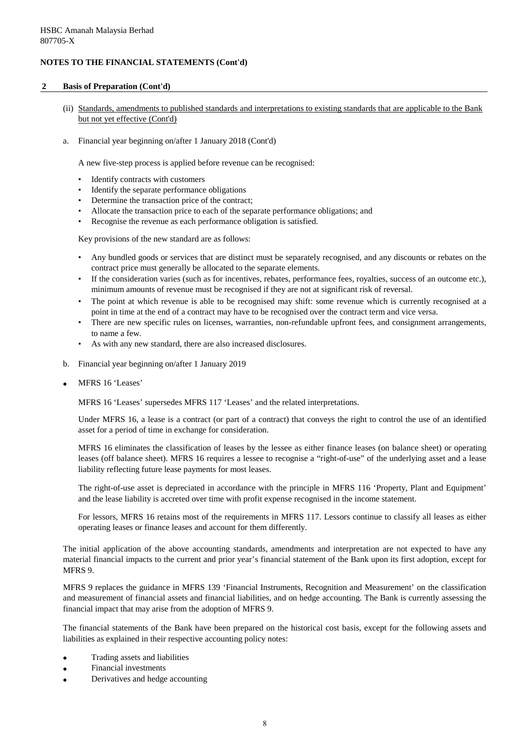HSBC Amanah Malaysia Berhad
807705-X

**NOTES TO THE FINANCIAL STATEMENTS (Cont'd)**

## 2 Basis of Preparation (Cont'd)

(ii) Standards, amendments to published standards and interpretations to existing standards that are applicable to the Bank but not yet effective (Cont'd)

a. Financial year beginning on/after 1 January 2018 (Cont'd)

A new five-step process is applied before revenue can be recognised:

- Identify contracts with customers
- Identify the separate performance obligations
- Determine the transaction price of the contract;
- Allocate the transaction price to each of the separate performance obligations; and
- Recognise the revenue as each performance obligation is satisfied.

Key provisions of the new standard are as follows:

- Any bundled goods or services that are distinct must be separately recognised, and any discounts or rebates on the contract price must generally be allocated to the separate elements.
- If the consideration varies (such as for incentives, rebates, performance fees, royalties, success of an outcome etc.), minimum amounts of revenue must be recognised if they are not at significant risk of reversal.
- The point at which revenue is able to be recognised may shift: some revenue which is currently recognised at a point in time at the end of a contract may have to be recognised over the contract term and vice versa.
- There are new specific rules on licenses, warranties, non-refundable upfront fees, and consignment arrangements, to name a few.
- As with any new standard, there are also increased disclosures.

b. Financial year beginning on/after 1 January 2019

- MFRS 16 'Leases'

MFRS 16 'Leases' supersedes MFRS 117 'Leases' and the related interpretations.

Under MFRS 16, a lease is a contract (or part of a contract) that conveys the right to control the use of an identified asset for a period of time in exchange for consideration.

MFRS 16 eliminates the classification of leases by the lessee as either finance leases (on balance sheet) or operating leases (off balance sheet). MFRS 16 requires a lessee to recognise a "right-of-use" of the underlying asset and a lease liability reflecting future lease payments for most leases.

The right-of-use asset is depreciated in accordance with the principle in MFRS 116 'Property, Plant and Equipment' and the lease liability is accreted over time with profit expense recognised in the income statement.

For lessors, MFRS 16 retains most of the requirements in MFRS 117. Lessors continue to classify all leases as either operating leases or finance leases and account for them differently.

The initial application of the above accounting standards, amendments and interpretation are not expected to have any material financial impacts to the current and prior year's financial statement of the Bank upon its first adoption, except for MFRS 9.

MFRS 9 replaces the guidance in MFRS 139 'Financial Instruments, Recognition and Measurement' on the classification and measurement of financial assets and financial liabilities, and on hedge accounting. The Bank is currently assessing the financial impact that may arise from the adoption of MFRS 9.

The financial statements of the Bank have been prepared on the historical cost basis, except for the following assets and liabilities as explained in their respective accounting policy notes:

- Trading assets and liabilities
- Financial investments
- Derivatives and hedge accounting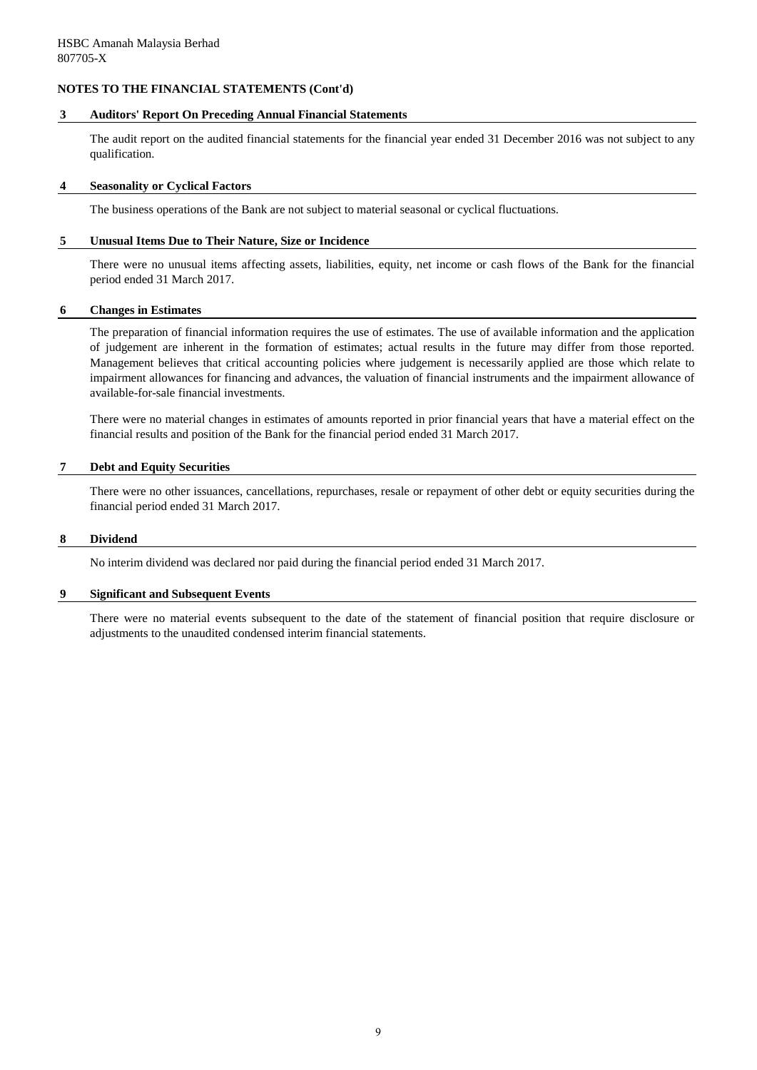HSBC Amanah Malaysia Berhad
807705-X

**NOTES TO THE FINANCIAL STATEMENTS (Cont'd)**

### 3 Auditors' Report On Preceding Annual Financial Statements

The audit report on the audited financial statements for the financial year ended 31 December 2016 was not subject to any qualification.

### 4 Seasonality or Cyclical Factors

The business operations of the Bank are not subject to material seasonal or cyclical fluctuations.

### 5 Unusual Items Due to Their Nature, Size or Incidence

There were no unusual items affecting assets, liabilities, equity, net income or cash flows of the Bank for the financial period ended 31 March 2017.

### 6 Changes in Estimates

The preparation of financial information requires the use of estimates. The use of available information and the application of judgement are inherent in the formation of estimates; actual results in the future may differ from those reported. Management believes that critical accounting policies where judgement is necessarily applied are those which relate to impairment allowances for financing and advances, the valuation of financial instruments and the impairment allowance of available-for-sale financial investments.

There were no material changes in estimates of amounts reported in prior financial years that have a material effect on the financial results and position of the Bank for the financial period ended 31 March 2017.

### 7 Debt and Equity Securities

There were no other issuances, cancellations, repurchases, resale or repayment of other debt or equity securities during the financial period ended 31 March 2017.

### 8 Dividend

No interim dividend was declared nor paid during the financial period ended 31 March 2017.

### 9 Significant and Subsequent Events

There were no material events subsequent to the date of the statement of financial position that require disclosure or adjustments to the unaudited condensed interim financial statements.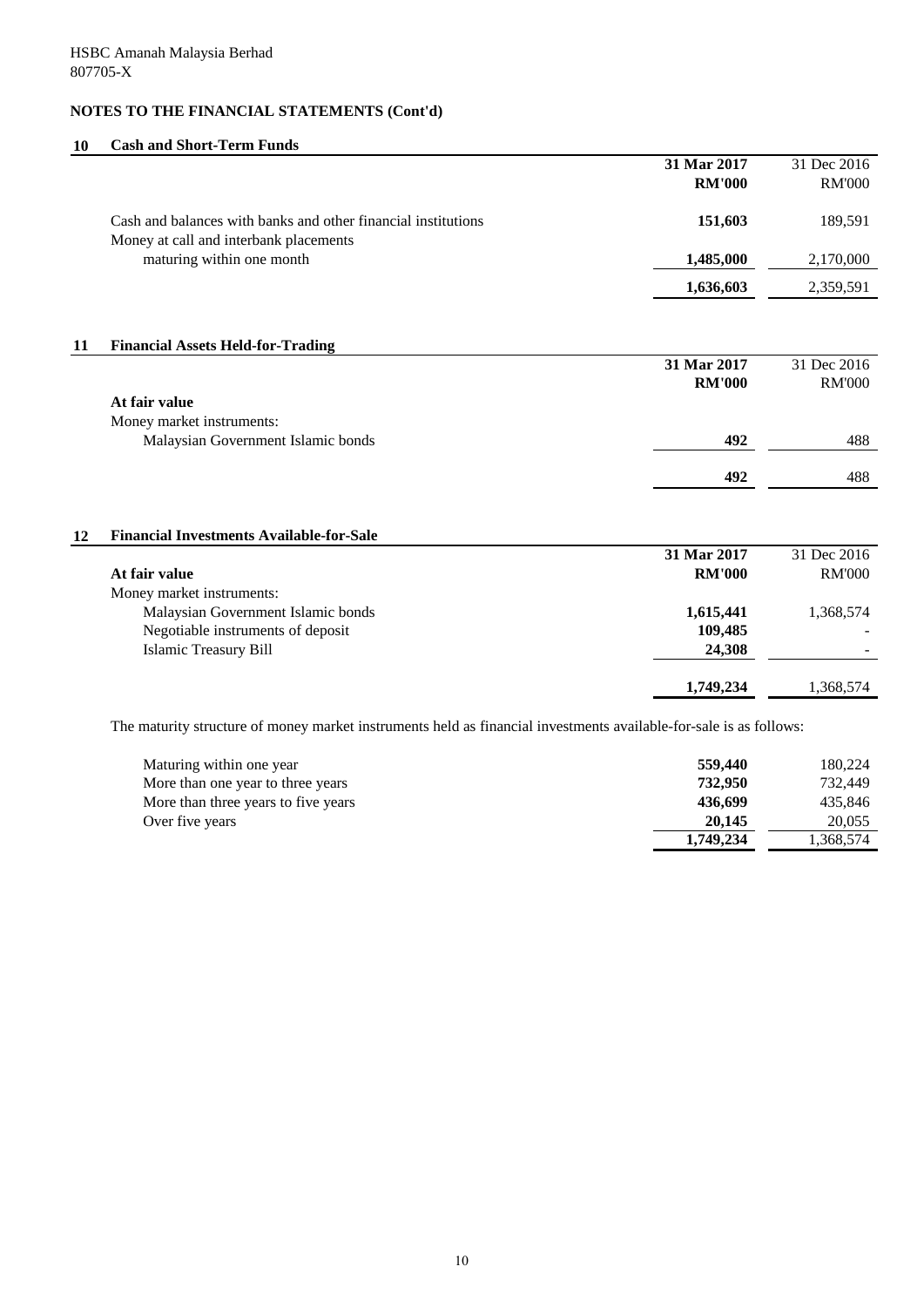HSBC Amanah Malaysia Berhad
807705-X

## NOTES TO THE FINANCIAL STATEMENTS (Cont'd)

### 10 Cash and Short-Term Funds

| | 31 Mar 2017 RM'000 | 31 Dec 2016 RM'000 |
|---|---|---|
| Cash and balances with banks and other financial institutions | **151,603** | 189,591 |
| Money at call and interbank placements maturing within one month | **1,485,000** | 2,170,000 |
| | **1,636,603** | 2,359,591 |

### 11 Financial Assets Held-for-Trading

| | 31 Mar 2017 RM'000 | 31 Dec 2016 RM'000 |
|---|---|---|
| **At fair value** | | |
| Money market instruments: | | |
| Malaysian Government Islamic bonds | **492** | 488 |
| | **492** | 488 |

### 12 Financial Investments Available-for-Sale

| | 31 Mar 2017 RM'000 | 31 Dec 2016 RM'000 |
|---|---|---|
| **At fair value** | | |
| Money market instruments: | | |
| Malaysian Government Islamic bonds | **1,615,441** | 1,368,574 |
| Negotiable instruments of deposit | **109,485** | - |
| Islamic Treasury Bill | **24,308** | - |
| | **1,749,234** | 1,368,574 |

The maturity structure of money market instruments held as financial investments available-for-sale is as follows:

| | 31 Mar 2017 RM'000 | 31 Dec 2016 RM'000 |
|---|---|---|
| Maturing within one year | **559,440** | 180,224 |
| More than one year to three years | **732,950** | 732,449 |
| More than three years to five years | **436,699** | 435,846 |
| Over five years | **20,145** | 20,055 |
| | **1,749,234** | 1,368,574 |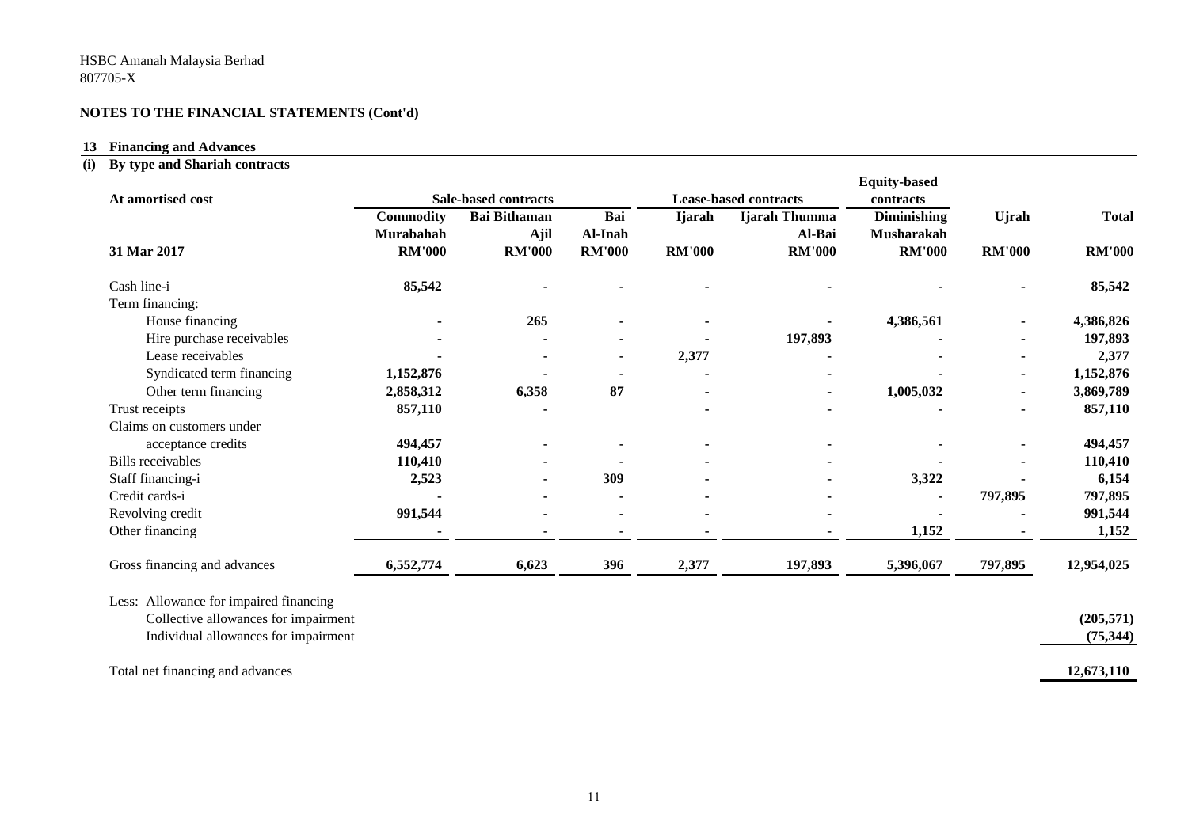HSBC Amanah Malaysia Berhad
807705-X

**NOTES TO THE FINANCIAL STATEMENTS (Cont'd)**

## 13 Financing and Advances

### (i) By type and Shariah contracts

| At amortised cost | Sale-based contracts | | | Lease-based contracts | | Equity-based contracts | | |
|---|---|---|---|---|---|---|---|---|
| | Commodity Murabahah | Bai Bithaman Ajil | Bai Al-Inah | Ijarah | Ijarah Thumma Al-Bai | Diminishing Musharakah | Ujrah | Total |
| **31 Mar 2017** | **RM'000** | **RM'000** | **RM'000** | **RM'000** | **RM'000** | **RM'000** | **RM'000** | **RM'000** |
| Cash line-i | **85,542** | **-** | **-** | **-** | **-** | **-** | **-** | **85,542** |
| Term financing: | | | | | | | | |
| House financing | **-** | **265** | **-** | **-** | **-** | **4,386,561** | **-** | **4,386,826** |
| Hire purchase receivables | **-** | **-** | **-** | **-** | **197,893** | **-** | **-** | **197,893** |
| Lease receivables | **-** | **-** | **-** | **2,377** | **-** | **-** | **-** | **2,377** |
| Syndicated term financing | **1,152,876** | **-** | **-** | **-** | **-** | **-** | **-** | **1,152,876** |
| Other term financing | **2,858,312** | **6,358** | **87** | **-** | **-** | **1,005,032** | **-** | **3,869,789** |
| Trust receipts | **857,110** | **-** | | **-** | **-** | **-** | **-** | **857,110** |
| Claims on customers under acceptance credits | **494,457** | **-** | **-** | **-** | **-** | **-** | **-** | **494,457** |
| Bills receivables | **110,410** | **-** | **-** | **-** | **-** | **-** | **-** | **110,410** |
| Staff financing-i | **2,523** | **-** | **309** | **-** | **-** | **3,322** | **-** | **6,154** |
| Credit cards-i | **-** | **-** | **-** | **-** | **-** | **-** | **797,895** | **797,895** |
| Revolving credit | **991,544** | **-** | **-** | **-** | **-** | **-** | **-** | **991,544** |
| Other financing | **-** | **-** | **-** | **-** | **-** | **1,152** | **-** | **1,152** |
| Gross financing and advances | **6,552,774** | **6,623** | **396** | **2,377** | **197,893** | **5,396,067** | **797,895** | **12,954,025** |
| Less: Allowance for impaired financing | | | | | | | | |
| Collective allowances for impairment | | | | | | | | **(205,571)** |
| Individual allowances for impairment | | | | | | | | **(75,344)** |
| Total net financing and advances | | | | | | | | **12,673,110** |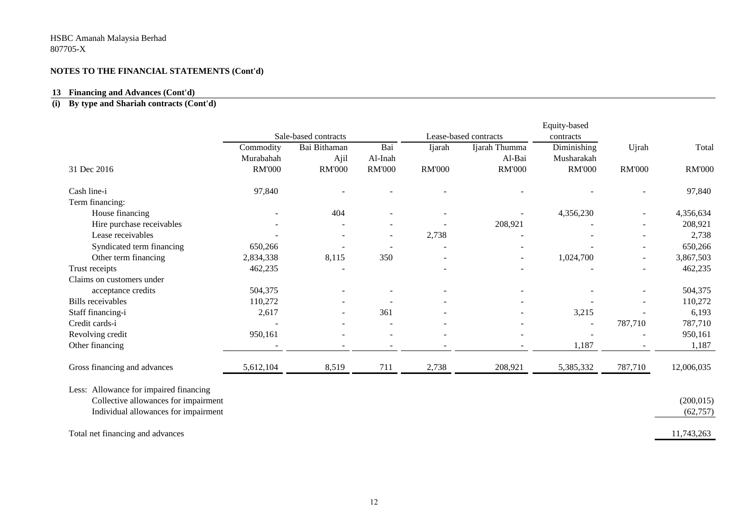HSBC Amanah Malaysia Berhad
807705-X

## NOTES TO THE FINANCIAL STATEMENTS (Cont'd)

### 13 Financing and Advances (Cont'd)

### (i) By type and Shariah contracts (Cont'd)

| | Sale-based contracts | | | Lease-based contracts | | Equity-based contracts | | |
|---|---|---|---|---|---|---|---|---|
| | Commodity Murabahah | Bai Bithaman Ajil | Bai Al-Inah | Ijarah | Ijarah Thumma Al-Bai | Diminishing Musharakah | Ujrah | Total |
| 31 Dec 2016 | RM'000 | RM'000 | RM'000 | RM'000 | RM'000 | RM'000 | RM'000 | RM'000 |
| Cash line-i | 97,840 | - | - | - | - | - | - | 97,840 |
| Term financing: | | | | | | | | |
| House financing | - | 404 | - | - | - | 4,356,230 | - | 4,356,634 |
| Hire purchase receivables | - | - | - | - | 208,921 | - | - | 208,921 |
| Lease receivables | - | - | - | 2,738 | - | - | - | 2,738 |
| Syndicated term financing | 650,266 | - | - | - | - | - | - | 650,266 |
| Other term financing | 2,834,338 | 8,115 | 350 | - | - | 1,024,700 | - | 3,867,503 |
| Trust receipts | 462,235 | - | | - | - | - | - | 462,235 |
| Claims on customers under acceptance credits | 504,375 | - | - | - | - | - | - | 504,375 |
| Bills receivables | 110,272 | - | - | - | - | - | - | 110,272 |
| Staff financing-i | 2,617 | - | 361 | - | - | 3,215 | - | 6,193 |
| Credit cards-i | - | - | - | - | - | - | 787,710 | 787,710 |
| Revolving credit | 950,161 | - | - | - | - | - | - | 950,161 |
| Other financing | - | - | - | - | - | 1,187 | - | 1,187 |
| Gross financing and advances | 5,612,104 | 8,519 | 711 | 2,738 | 208,921 | 5,385,332 | 787,710 | 12,006,035 |
| Less: Allowance for impaired financing | | | | | | | | |
| Collective allowances for impairment | | | | | | | | (200,015) |
| Individual allowances for impairment | | | | | | | | (62,757) |
| Total net financing and advances | | | | | | | | 11,743,263 |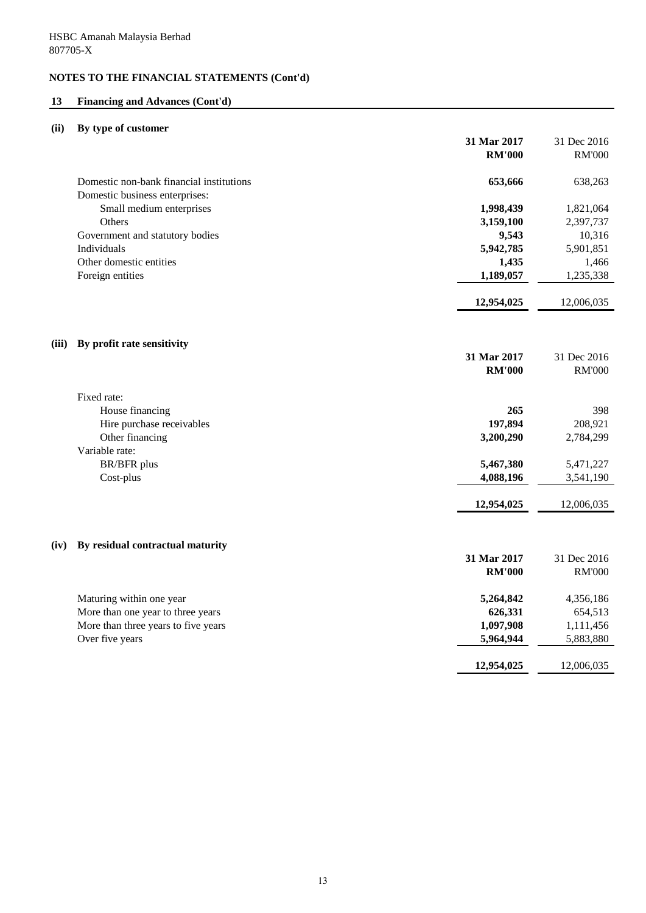HSBC Amanah Malaysia Berhad
807705-X

**NOTES TO THE FINANCIAL STATEMENTS (Cont'd)**

## 13 Financing and Advances (Cont'd)

### (ii) By type of customer

| | **31 Mar 2017** | 31 Dec 2016 |
|---|---|---|
| | **RM'000** | RM'000 |
| Domestic non-bank financial institutions | **653,666** | 638,263 |
| Domestic business enterprises: | | |
| Small medium enterprises | **1,998,439** | 1,821,064 |
| Others | **3,159,100** | 2,397,737 |
| Government and statutory bodies | **9,543** | 10,316 |
| Individuals | **5,942,785** | 5,901,851 |
| Other domestic entities | **1,435** | 1,466 |
| Foreign entities | **1,189,057** | 1,235,338 |
| | **12,954,025** | 12,006,035 |

### (iii) By profit rate sensitivity

| | **31 Mar 2017** | 31 Dec 2016 |
|---|---|---|
| | **RM'000** | RM'000 |
| Fixed rate: | | |
| House financing | **265** | 398 |
| Hire purchase receivables | **197,894** | 208,921 |
| Other financing | **3,200,290** | 2,784,299 |
| Variable rate: | | |
| BR/BFR plus | **5,467,380** | 5,471,227 |
| Cost-plus | **4,088,196** | 3,541,190 |
| | **12,954,025** | 12,006,035 |

### (iv) By residual contractual maturity

| | **31 Mar 2017** | 31 Dec 2016 |
|---|---|---|
| | **RM'000** | RM'000 |
| Maturing within one year | **5,264,842** | 4,356,186 |
| More than one year to three years | **626,331** | 654,513 |
| More than three years to five years | **1,097,908** | 1,111,456 |
| Over five years | **5,964,944** | 5,883,880 |
| | **12,954,025** | 12,006,035 |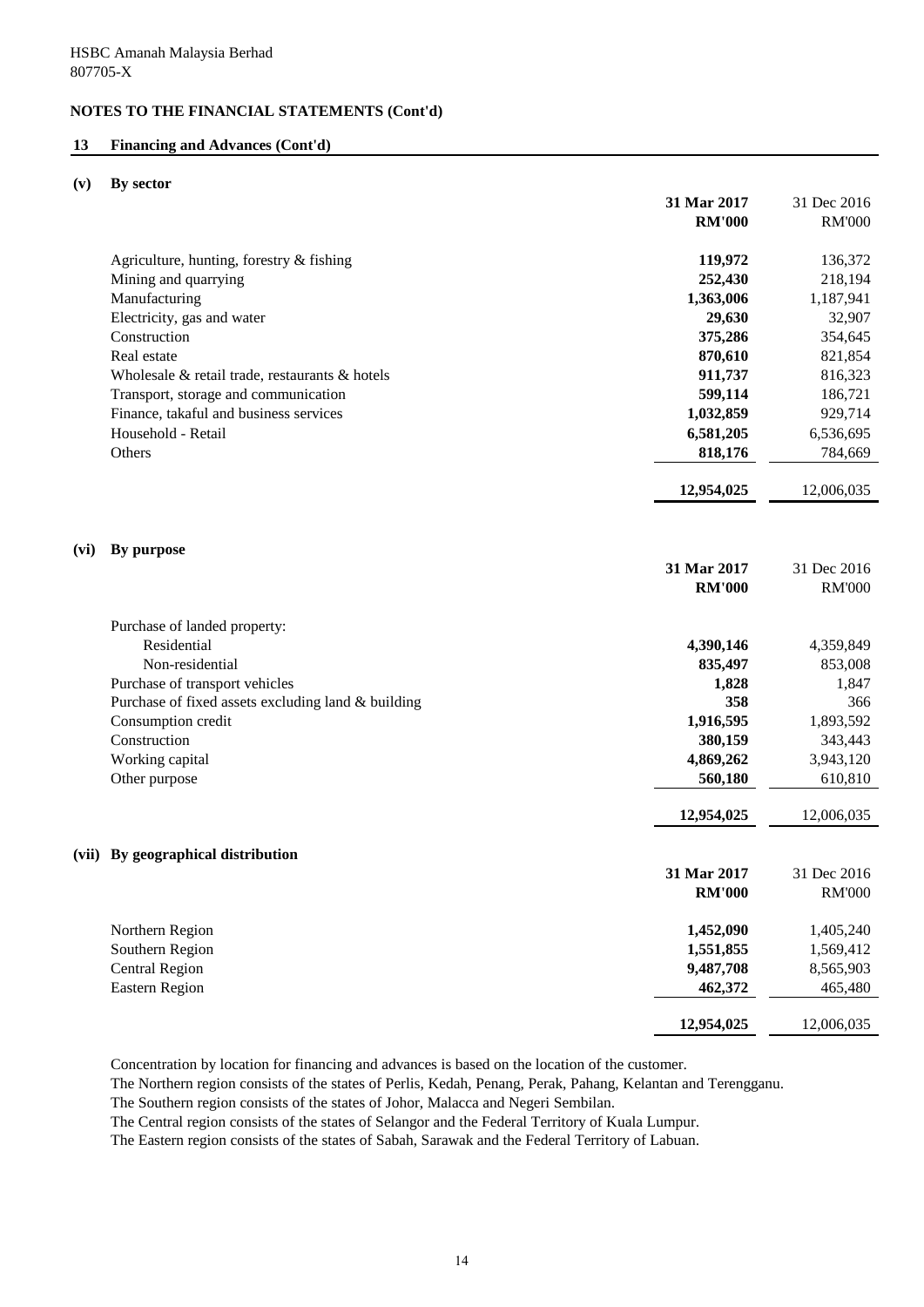HSBC Amanah Malaysia Berhad
807705-X

**NOTES TO THE FINANCIAL STATEMENTS (Cont'd)**

**13 Financing and Advances (Cont'd)**

**(v) By sector**

| | 31 Mar 2017 RM'000 | 31 Dec 2016 RM'000 |
|---|---|---|
| Agriculture, hunting, forestry & fishing | 119,972 | 136,372 |
| Mining and quarrying | 252,430 | 218,194 |
| Manufacturing | 1,363,006 | 1,187,941 |
| Electricity, gas and water | 29,630 | 32,907 |
| Construction | 375,286 | 354,645 |
| Real estate | 870,610 | 821,854 |
| Wholesale & retail trade, restaurants & hotels | 911,737 | 816,323 |
| Transport, storage and communication | 599,114 | 186,721 |
| Finance, takaful and business services | 1,032,859 | 929,714 |
| Household - Retail | 6,581,205 | 6,536,695 |
| Others | 818,176 | 784,669 |
| | 12,954,025 | 12,006,035 |

**(vi) By purpose**

| | 31 Mar 2017 RM'000 | 31 Dec 2016 RM'000 |
|---|---|---|
| Purchase of landed property: | | |
| Residential | 4,390,146 | 4,359,849 |
| Non-residential | 835,497 | 853,008 |
| Purchase of transport vehicles | 1,828 | 1,847 |
| Purchase of fixed assets excluding land & building | 358 | 366 |
| Consumption credit | 1,916,595 | 1,893,592 |
| Construction | 380,159 | 343,443 |
| Working capital | 4,869,262 | 3,943,120 |
| Other purpose | 560,180 | 610,810 |
| | 12,954,025 | 12,006,035 |

**(vii) By geographical distribution**

| | 31 Mar 2017 RM'000 | 31 Dec 2016 RM'000 |
|---|---|---|
| Northern Region | 1,452,090 | 1,405,240 |
| Southern Region | 1,551,855 | 1,569,412 |
| Central Region | 9,487,708 | 8,565,903 |
| Eastern Region | 462,372 | 465,480 |
| | 12,954,025 | 12,006,035 |

Concentration by location for financing and advances is based on the location of the customer.
The Northern region consists of the states of Perlis, Kedah, Penang, Perak, Pahang, Kelantan and Terengganu.
The Southern region consists of the states of Johor, Malacca and Negeri Sembilan.
The Central region consists of the states of Selangor and the Federal Territory of Kuala Lumpur.
The Eastern region consists of the states of Sabah, Sarawak and the Federal Territory of Labuan.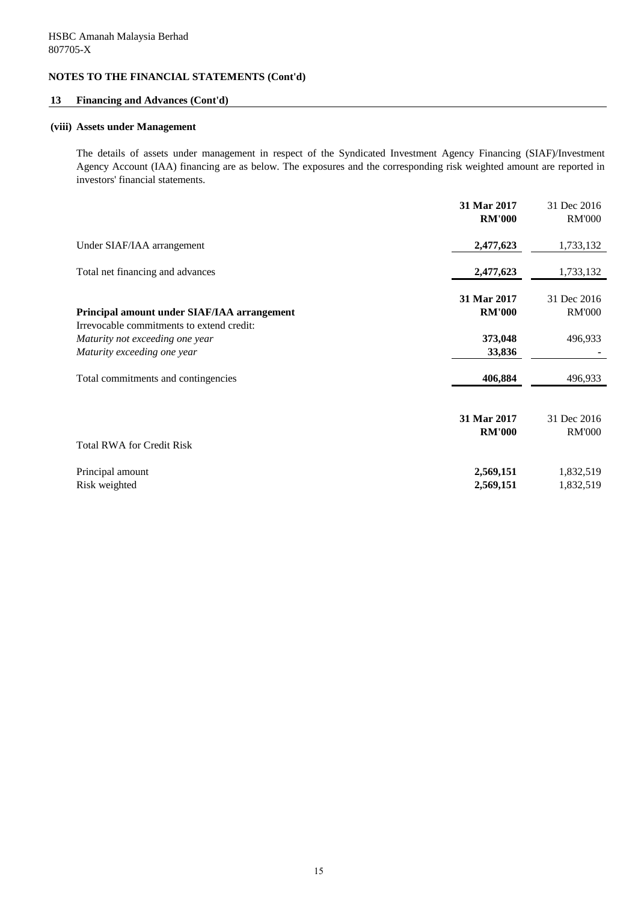HSBC Amanah Malaysia Berhad
807705-X

## NOTES TO THE FINANCIAL STATEMENTS (Cont'd)

### 13 Financing and Advances (Cont'd)

#### (viii) Assets under Management

The details of assets under management in respect of the Syndicated Investment Agency Financing (SIAF)/Investment Agency Account (IAA) financing are as below. The exposures and the corresponding risk weighted amount are reported in investors' financial statements.

| | **31 Mar 2017** | 31 Dec 2016 |
|---|---|---|
| | **RM'000** | RM'000 |
| Under SIAF/IAA arrangement | **2,477,623** | 1,733,132 |
| Total net financing and advances | **2,477,623** | 1,733,132 |

| | **31 Mar 2017** | 31 Dec 2016 |
|---|---|---|
| **Principal amount under SIAF/IAA arrangement** | **RM'000** | RM'000 |
| Irrevocable commitments to extend credit: | | |
| *Maturity not exceeding one year* | **373,048** | 496,933 |
| *Maturity exceeding one year* | **33,836** | - |
| Total commitments and contingencies | **406,884** | 496,933 |

| | **31 Mar 2017** | 31 Dec 2016 |
|---|---|---|
| | **RM'000** | RM'000 |
| Total RWA for Credit Risk | | |
| Principal amount | **2,569,151** | 1,832,519 |
| Risk weighted | **2,569,151** | 1,832,519 |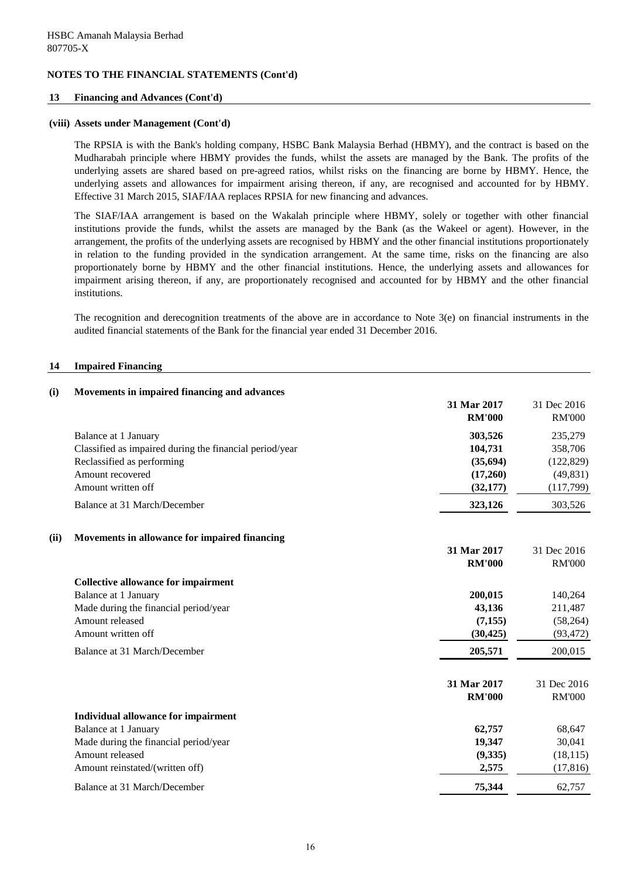HSBC Amanah Malaysia Berhad
807705-X

## NOTES TO THE FINANCIAL STATEMENTS (Cont'd)

### 13 Financing and Advances (Cont'd)

**(viii) Assets under Management (Cont'd)**

The RPSIA is with the Bank's holding company, HSBC Bank Malaysia Berhad (HBMY), and the contract is based on the Mudharabah principle where HBMY provides the funds, whilst the assets are managed by the Bank. The profits of the underlying assets are shared based on pre-agreed ratios, whilst risks on the financing are borne by HBMY. Hence, the underlying assets and allowances for impairment arising thereon, if any, are recognised and accounted for by HBMY. Effective 31 March 2015, SIAF/IAA replaces RPSIA for new financing and advances.

The SIAF/IAA arrangement is based on the Wakalah principle where HBMY, solely or together with other financial institutions provide the funds, whilst the assets are managed by the Bank (as the Wakeel or agent). However, in the arrangement, the profits of the underlying assets are recognised by HBMY and the other financial institutions proportionately in relation to the funding provided in the syndication arrangement. At the same time, risks on the financing are also proportionately borne by HBMY and the other financial institutions. Hence, the underlying assets and allowances for impairment arising thereon, if any, are proportionately recognised and accounted for by HBMY and the other financial institutions.

The recognition and derecognition treatments of the above are in accordance to Note 3(e) on financial instruments in the audited financial statements of the Bank for the financial year ended 31 December 2016.

### 14 Impaired Financing

**(i) Movements in impaired financing and advances**

| | **31 Mar 2017** | 31 Dec 2016 |
|---|---|---|
| | **RM'000** | RM'000 |
| Balance at 1 January | **303,526** | 235,279 |
| Classified as impaired during the financial period/year | **104,731** | 358,706 |
| Reclassified as performing | **(35,694)** | (122,829) |
| Amount recovered | **(17,260)** | (49,831) |
| Amount written off | **(32,177)** | (117,799) |
| Balance at 31 March/December | **323,126** | 303,526 |

**(ii) Movements in allowance for impaired financing**

| | **31 Mar 2017** | 31 Dec 2016 |
|---|---|---|
| | **RM'000** | RM'000 |
| **Collective allowance for impairment** | | |
| Balance at 1 January | **200,015** | 140,264 |
| Made during the financial period/year | **43,136** | 211,487 |
| Amount released | **(7,155)** | (58,264) |
| Amount written off | **(30,425)** | (93,472) |
| Balance at 31 March/December | **205,571** | 200,015 |

| | **31 Mar 2017** | 31 Dec 2016 |
|---|---|---|
| | **RM'000** | RM'000 |
| **Individual allowance for impairment** | | |
| Balance at 1 January | **62,757** | 68,647 |
| Made during the financial period/year | **19,347** | 30,041 |
| Amount released | **(9,335)** | (18,115) |
| Amount reinstated/(written off) | **2,575** | (17,816) |
| Balance at 31 March/December | **75,344** | 62,757 |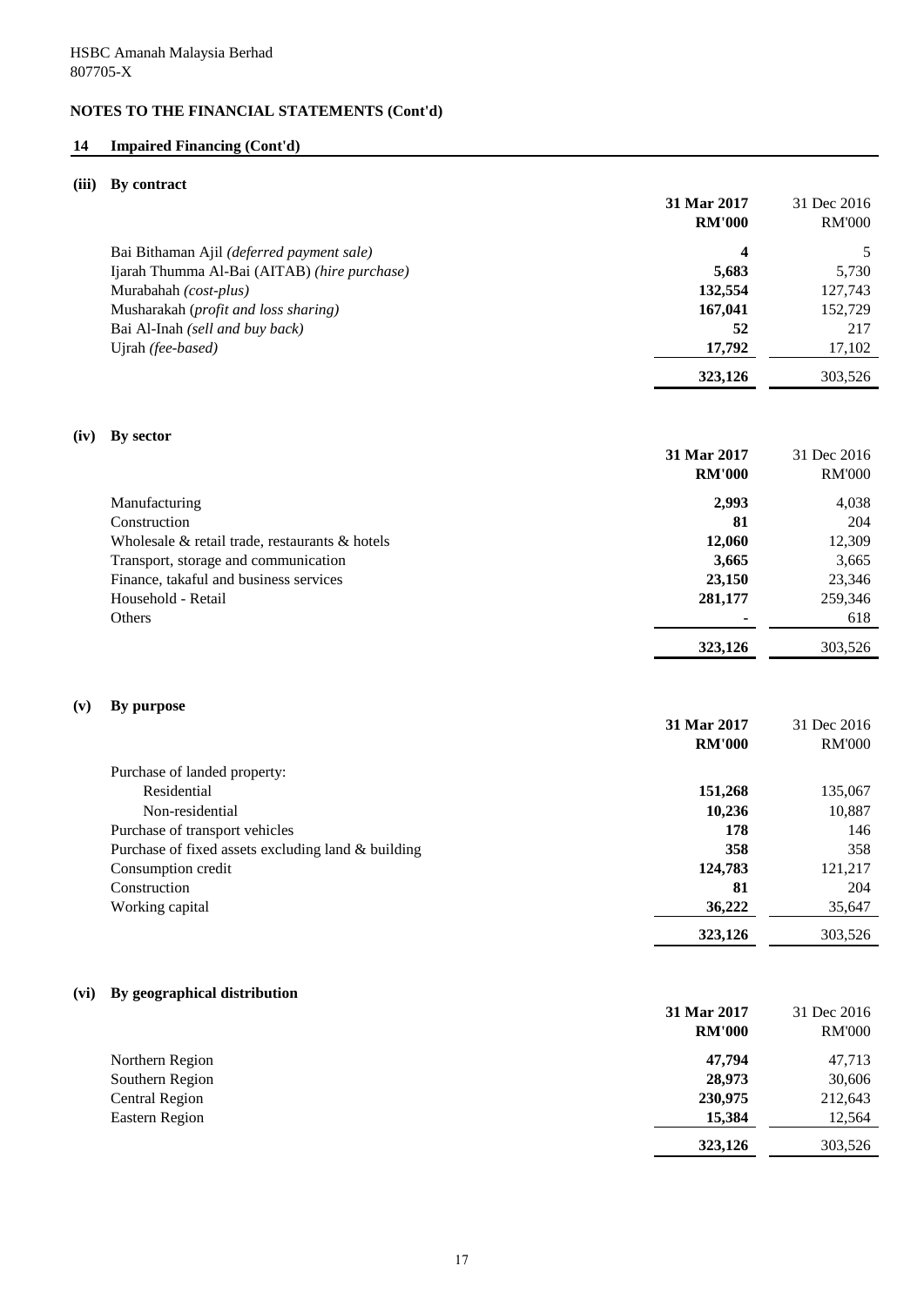HSBC Amanah Malaysia Berhad
807705-X

## NOTES TO THE FINANCIAL STATEMENTS (Cont'd)

### 14 Impaired Financing (Cont'd)

#### (iii) By contract

| | 31 Mar 2017 RM'000 | 31 Dec 2016 RM'000 |
|---|---|---|
| Bai Bithaman Ajil *(deferred payment sale)* | **4** | 5 |
| Ijarah Thumma Al-Bai (AITAB) *(hire purchase)* | **5,683** | 5,730 |
| Murabahah *(cost-plus)* | **132,554** | 127,743 |
| Musharakah (*profit and loss sharing)* | **167,041** | 152,729 |
| Bai Al-Inah *(sell and buy back)* | **52** | 217 |
| Ujrah *(fee-based)* | **17,792** | 17,102 |
| | **323,126** | 303,526 |

#### (iv) By sector

| | 31 Mar 2017 RM'000 | 31 Dec 2016 RM'000 |
|---|---|---|
| Manufacturing | **2,993** | 4,038 |
| Construction | **81** | 204 |
| Wholesale & retail trade, restaurants & hotels | **12,060** | 12,309 |
| Transport, storage and communication | **3,665** | 3,665 |
| Finance, takaful and business services | **23,150** | 23,346 |
| Household - Retail | **281,177** | 259,346 |
| Others | **-** | 618 |
| | **323,126** | 303,526 |

#### (v) By purpose

| | 31 Mar 2017 RM'000 | 31 Dec 2016 RM'000 |
|---|---|---|
| Purchase of landed property: | | |
| Residential | **151,268** | 135,067 |
| Non-residential | **10,236** | 10,887 |
| Purchase of transport vehicles | **178** | 146 |
| Purchase of fixed assets excluding land & building | **358** | 358 |
| Consumption credit | **124,783** | 121,217 |
| Construction | **81** | 204 |
| Working capital | **36,222** | 35,647 |
| | **323,126** | 303,526 |

#### (vi) By geographical distribution

| | 31 Mar 2017 RM'000 | 31 Dec 2016 RM'000 |
|---|---|---|
| Northern Region | **47,794** | 47,713 |
| Southern Region | **28,973** | 30,606 |
| Central Region | **230,975** | 212,643 |
| Eastern Region | **15,384** | 12,564 |
| | **323,126** | 303,526 |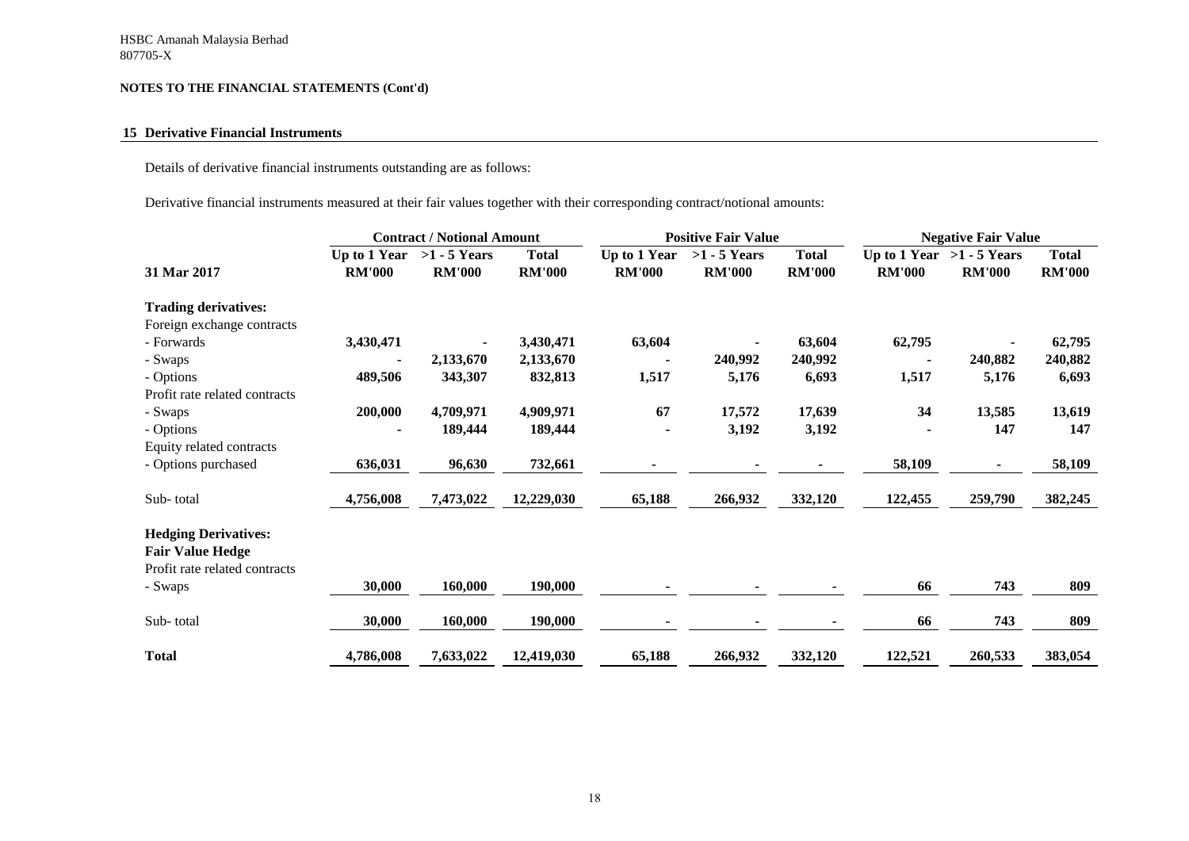HSBC Amanah Malaysia Berhad
807705-X

**NOTES TO THE FINANCIAL STATEMENTS (Cont'd)**

## 15 Derivative Financial Instruments

Details of derivative financial instruments outstanding are as follows:

Derivative financial instruments measured at their fair values together with their corresponding contract/notional amounts:

| | Contract / Notional Amount | | | Positive Fair Value | | | Negative Fair Value | | |
|---|---|---|---|---|---|---|---|---|---|
| **31 Mar 2017** | **Up to 1 Year RM'000** | **>1 - 5 Years RM'000** | **Total RM'000** | **Up to 1 Year RM'000** | **>1 - 5 Years RM'000** | **Total RM'000** | **Up to 1 Year RM'000** | **>1 - 5 Years RM'000** | **Total RM'000** |
| **Trading derivatives:** | | | | | | | | | |
| Foreign exchange contracts | | | | | | | | | |
| - Forwards | 3,430,471 | - | 3,430,471 | 63,604 | - | 63,604 | 62,795 | - | 62,795 |
| - Swaps | - | 2,133,670 | 2,133,670 | - | 240,992 | 240,992 | - | 240,882 | 240,882 |
| - Options | 489,506 | 343,307 | 832,813 | 1,517 | 5,176 | 6,693 | 1,517 | 5,176 | 6,693 |
| Profit rate related contracts | | | | | | | | | |
| - Swaps | 200,000 | 4,709,971 | 4,909,971 | 67 | 17,572 | 17,639 | 34 | 13,585 | 13,619 |
| - Options | - | 189,444 | 189,444 | - | 3,192 | 3,192 | - | 147 | 147 |
| Equity related contracts | | | | | | | | | |
| - Options purchased | 636,031 | 96,630 | 732,661 | - | - | - | 58,109 | - | 58,109 |
| Sub- total | 4,756,008 | 7,473,022 | 12,229,030 | 65,188 | 266,932 | 332,120 | 122,455 | 259,790 | 382,245 |
| **Hedging Derivatives:** | | | | | | | | | |
| **Fair Value Hedge** | | | | | | | | | |
| Profit rate related contracts | | | | | | | | | |
| - Swaps | 30,000 | 160,000 | 190,000 | - | - | - | 66 | 743 | 809 |
| Sub- total | 30,000 | 160,000 | 190,000 | - | - | - | 66 | 743 | 809 |
| **Total** | 4,786,008 | 7,633,022 | 12,419,030 | 65,188 | 266,932 | 332,120 | 122,521 | 260,533 | 383,054 |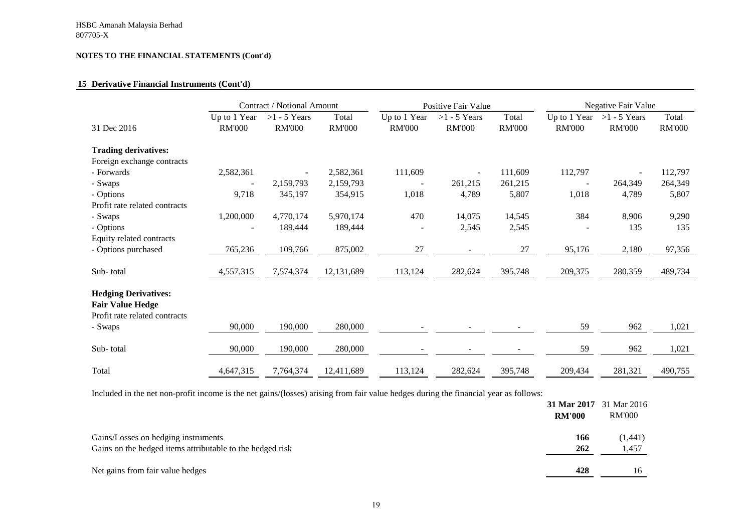HSBC Amanah Malaysia Berhad
807705-X

**NOTES TO THE FINANCIAL STATEMENTS (Cont'd)**

## 15 Derivative Financial Instruments (Cont'd)

| | Contract / Notional Amount | | | Positive Fair Value | | | Negative Fair Value | | |
|---|---|---|---|---|---|---|---|---|---|
| 31 Dec 2016 | Up to 1 Year RM'000 | >1 - 5 Years RM'000 | Total RM'000 | Up to 1 Year RM'000 | >1 - 5 Years RM'000 | Total RM'000 | Up to 1 Year RM'000 | >1 - 5 Years RM'000 | Total RM'000 |
| **Trading derivatives:** | | | | | | | | | |
| Foreign exchange contracts | | | | | | | | | |
| - Forwards | 2,582,361 | - | 2,582,361 | 111,609 | - | 111,609 | 112,797 | - | 112,797 |
| - Swaps | - | 2,159,793 | 2,159,793 | - | 261,215 | 261,215 | - | 264,349 | 264,349 |
| - Options | 9,718 | 345,197 | 354,915 | 1,018 | 4,789 | 5,807 | 1,018 | 4,789 | 5,807 |
| Profit rate related contracts | | | | | | | | | |
| - Swaps | 1,200,000 | 4,770,174 | 5,970,174 | 470 | 14,075 | 14,545 | 384 | 8,906 | 9,290 |
| - Options | - | 189,444 | 189,444 | - | 2,545 | 2,545 | - | 135 | 135 |
| Equity related contracts | | | | | | | | | |
| - Options purchased | 765,236 | 109,766 | 875,002 | 27 | - | 27 | 95,176 | 2,180 | 97,356 |
| Sub- total | 4,557,315 | 7,574,374 | 12,131,689 | 113,124 | 282,624 | 395,748 | 209,375 | 280,359 | 489,734 |
| **Hedging Derivatives:** | | | | | | | | | |
| **Fair Value Hedge** | | | | | | | | | |
| Profit rate related contracts | | | | | | | | | |
| - Swaps | 90,000 | 190,000 | 280,000 | - | - | - | 59 | 962 | 1,021 |
| Sub- total | 90,000 | 190,000 | 280,000 | - | - | - | 59 | 962 | 1,021 |
| Total | 4,647,315 | 7,764,374 | 12,411,689 | 113,124 | 282,624 | 395,748 | 209,434 | 281,321 | 490,755 |

Included in the net non-profit income is the net gains/(losses) arising from fair value hedges during the financial year as follows:

| | **31 Mar 2017 RM'000** | 31 Mar 2016 RM'000 |
|---|---|---|
| Gains/Losses on hedging instruments | **166** | (1,441) |
| Gains on the hedged items attributable to the hedged risk | **262** | 1,457 |
| Net gains from fair value hedges | **428** | 16 |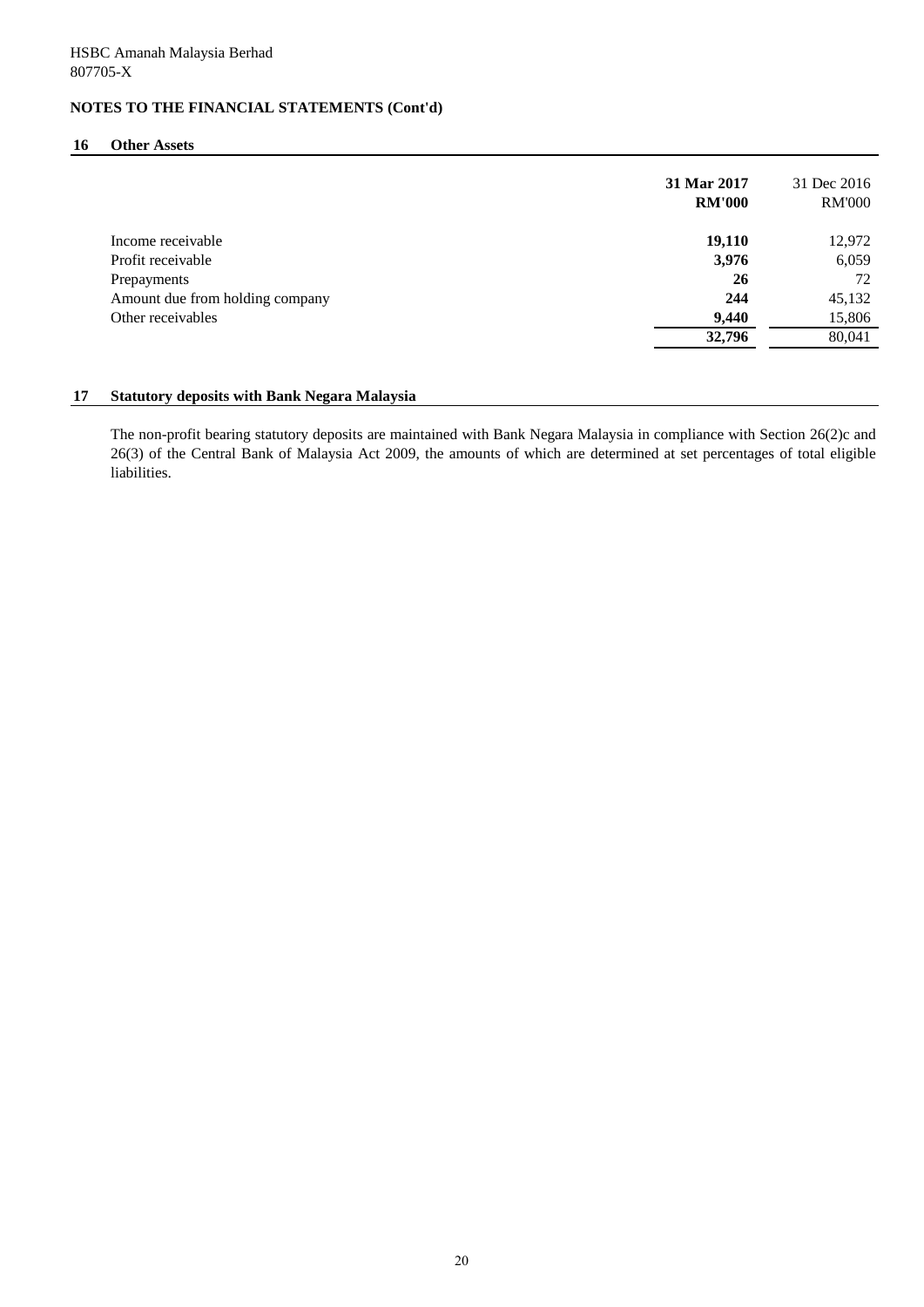HSBC Amanah Malaysia Berhad
807705-X

## NOTES TO THE FINANCIAL STATEMENTS (Cont'd)

### 16 Other Assets

| | **31 Mar 2017** **RM'000** | 31 Dec 2016 RM'000 |
|---|---|---|
| Income receivable | **19,110** | 12,972 |
| Profit receivable | **3,976** | 6,059 |
| Prepayments | **26** | 72 |
| Amount due from holding company | **244** | 45,132 |
| Other receivables | **9,440** | 15,806 |
| | **32,796** | 80,041 |

### 17 Statutory deposits with Bank Negara Malaysia

The non-profit bearing statutory deposits are maintained with Bank Negara Malaysia in compliance with Section 26(2)c and 26(3) of the Central Bank of Malaysia Act 2009, the amounts of which are determined at set percentages of total eligible liabilities.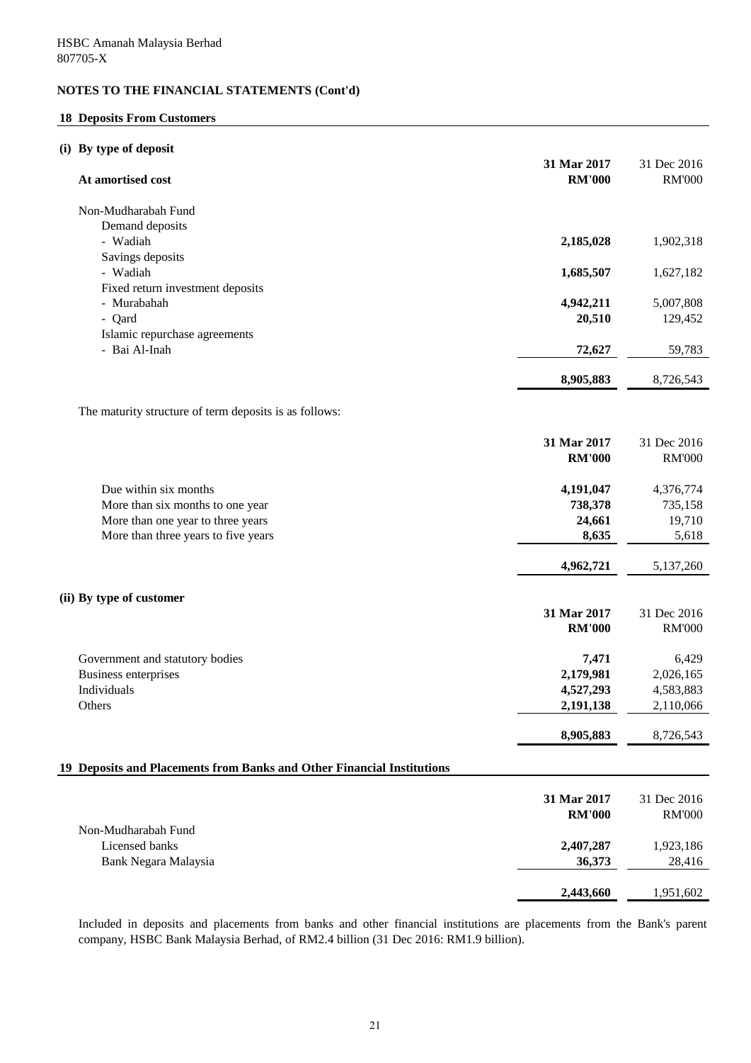HSBC Amanah Malaysia Berhad
807705-X

**NOTES TO THE FINANCIAL STATEMENTS (Cont'd)**

## 18 Deposits From Customers

### (i) By type of deposit

| At amortised cost | 31 Mar 2017 RM'000 | 31 Dec 2016 RM'000 |
|---|---|---|
| Non-Mudharabah Fund | | |
| Demand deposits | | |
| - Wadiah | **2,185,028** | 1,902,318 |
| Savings deposits | | |
| - Wadiah | **1,685,507** | 1,627,182 |
| Fixed return investment deposits | | |
| - Murabahah | **4,942,211** | 5,007,808 |
| - Qard | **20,510** | 129,452 |
| Islamic repurchase agreements | | |
| - Bai Al-Inah | **72,627** | 59,783 |
| | **8,905,883** | 8,726,543 |

The maturity structure of term deposits is as follows:

| | 31 Mar 2017 RM'000 | 31 Dec 2016 RM'000 |
|---|---|---|
| Due within six months | **4,191,047** | 4,376,774 |
| More than six months to one year | **738,378** | 735,158 |
| More than one year to three years | **24,661** | 19,710 |
| More than three years to five years | **8,635** | 5,618 |
| | **4,962,721** | 5,137,260 |

### (ii) By type of customer

| | 31 Mar 2017 RM'000 | 31 Dec 2016 RM'000 |
|---|---|---|
| Government and statutory bodies | **7,471** | 6,429 |
| Business enterprises | **2,179,981** | 2,026,165 |
| Individuals | **4,527,293** | 4,583,883 |
| Others | **2,191,138** | 2,110,066 |
| | **8,905,883** | 8,726,543 |

## 19 Deposits and Placements from Banks and Other Financial Institutions

| | 31 Mar 2017 RM'000 | 31 Dec 2016 RM'000 |
|---|---|---|
| Non-Mudharabah Fund | | |
| Licensed banks | **2,407,287** | 1,923,186 |
| Bank Negara Malaysia | **36,373** | 28,416 |
| | **2,443,660** | 1,951,602 |

Included in deposits and placements from banks and other financial institutions are placements from the Bank's parent company, HSBC Bank Malaysia Berhad, of RM2.4 billion (31 Dec 2016: RM1.9 billion).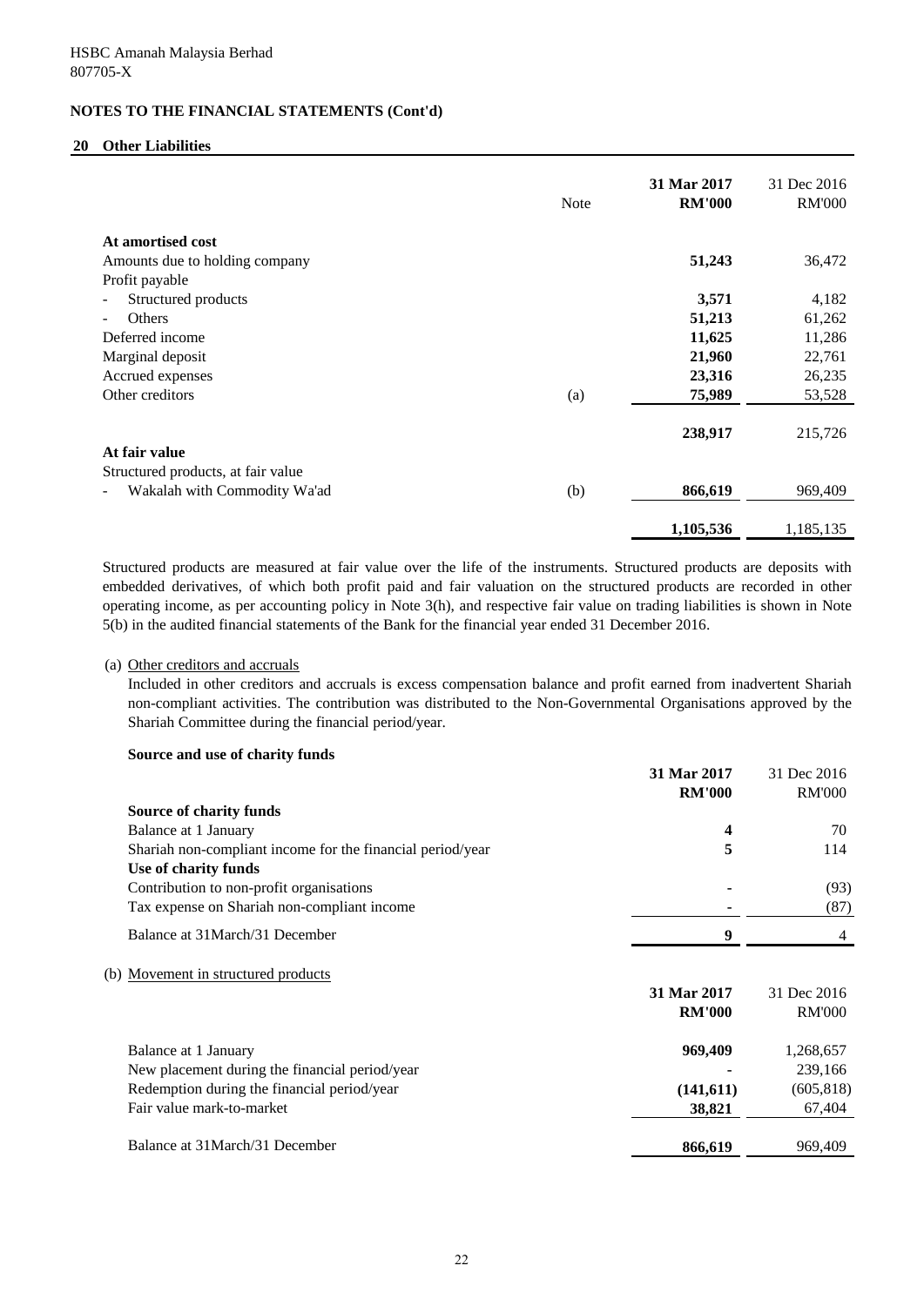HSBC Amanah Malaysia Berhad
807705-X

## NOTES TO THE FINANCIAL STATEMENTS (Cont'd)

### 20 Other Liabilities

| | Note | 31 Mar 2017 RM'000 | 31 Dec 2016 RM'000 |
|---|---|---|---|
| **At amortised cost** | | | |
| Amounts due to holding company | | **51,243** | 36,472 |
| Profit payable | | | |
| - Structured products | | **3,571** | 4,182 |
| - Others | | **51,213** | 61,262 |
| Deferred income | | **11,625** | 11,286 |
| Marginal deposit | | **21,960** | 22,761 |
| Accrued expenses | | **23,316** | 26,235 |
| Other creditors | (a) | **75,989** | 53,528 |
| | | **238,917** | 215,726 |
| **At fair value** | | | |
| Structured products, at fair value | | | |
| - Wakalah with Commodity Wa'ad | (b) | **866,619** | 969,409 |
| | | **1,105,536** | 1,185,135 |

Structured products are measured at fair value over the life of the instruments. Structured products are deposits with embedded derivatives, of which both profit paid and fair valuation on the structured products are recorded in other operating income, as per accounting policy in Note 3(h), and respective fair value on trading liabilities is shown in Note 5(b) in the audited financial statements of the Bank for the financial year ended 31 December 2016.

(a) Other creditors and accruals

Included in other creditors and accruals is excess compensation balance and profit earned from inadvertent Shariah non-compliant activities. The contribution was distributed to the Non-Governmental Organisations approved by the Shariah Committee during the financial period/year.

**Source and use of charity funds**

| | 31 Mar 2017 RM'000 | 31 Dec 2016 RM'000 |
|---|---|---|
| **Source of charity funds** | | |
| Balance at 1 January | **4** | 70 |
| Shariah non-compliant income for the financial period/year | **5** | 114 |
| **Use of charity funds** | | |
| Contribution to non-profit organisations | **-** | (93) |
| Tax expense on Shariah non-compliant income | **-** | (87) |
| Balance at 31March/31 December | **9** | 4 |

(b) Movement in structured products

| | 31 Mar 2017 RM'000 | 31 Dec 2016 RM'000 |
|---|---|---|
| Balance at 1 January | **969,409** | 1,268,657 |
| New placement during the financial period/year | **-** | 239,166 |
| Redemption during the financial period/year | **(141,611)** | (605,818) |
| Fair value mark-to-market | **38,821** | 67,404 |
| Balance at 31March/31 December | **866,619** | 969,409 |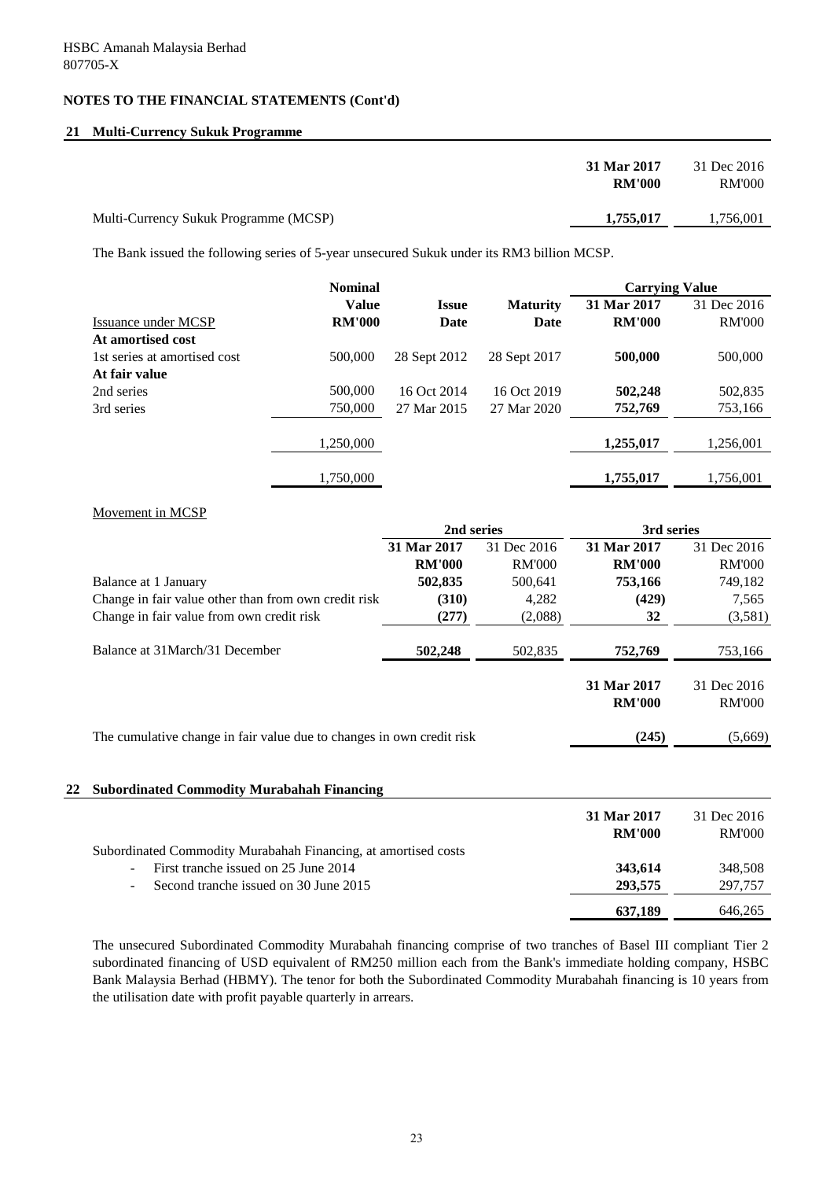HSBC Amanah Malaysia Berhad
807705-X

## NOTES TO THE FINANCIAL STATEMENTS (Cont'd)

### 21 Multi-Currency Sukuk Programme

| | **31 Mar 2017 RM'000** | 31 Dec 2016 RM'000 |
|---|---|---|
| Multi-Currency Sukuk Programme (MCSP) | **1,755,017** | 1,756,001 |

The Bank issued the following series of 5-year unsecured Sukuk under its RM3 billion MCSP.

| | **Nominal** | | | **Carrying Value** | |
|---|---|---|---|---|---|
| Issuance under MCSP | **Value RM'000** | **Issue Date** | **Maturity Date** | **31 Mar 2017 RM'000** | 31 Dec 2016 RM'000 |
| **At amortised cost** | | | | | |
| 1st series at amortised cost | 500,000 | 28 Sept 2012 | 28 Sept 2017 | **500,000** | 500,000 |
| **At fair value** | | | | | |
| 2nd series | 500,000 | 16 Oct 2014 | 16 Oct 2019 | **502,248** | 502,835 |
| 3rd series | 750,000 | 27 Mar 2015 | 27 Mar 2020 | **752,769** | 753,166 |
| | 1,250,000 | | | **1,255,017** | 1,256,001 |
| | 1,750,000 | | | **1,755,017** | 1,756,001 |

Movement in MCSP

| | **2nd series** | | **3rd series** | |
|---|---|---|---|---|
| | **31 Mar 2017 RM'000** | 31 Dec 2016 RM'000 | **31 Mar 2017 RM'000** | 31 Dec 2016 RM'000 |
| Balance at 1 January | **502,835** | 500,641 | **753,166** | 749,182 |
| Change in fair value other than from own credit risk | **(310)** | 4,282 | **(429)** | 7,565 |
| Change in fair value from own credit risk | **(277)** | (2,088) | **32** | (3,581) |
| Balance at 31March/31 December | **502,248** | 502,835 | **752,769** | 753,166 |

| | **31 Mar 2017 RM'000** | 31 Dec 2016 RM'000 |
|---|---|---|
| The cumulative change in fair value due to changes in own credit risk | **(245)** | (5,669) |

### 22 Subordinated Commodity Murabahah Financing

| | **31 Mar 2017 RM'000** | 31 Dec 2016 RM'000 |
|---|---|---|
| Subordinated Commodity Murabahah Financing, at amortised costs | | |
| - First tranche issued on 25 June 2014 | **343,614** | 348,508 |
| - Second tranche issued on 30 June 2015 | **293,575** | 297,757 |
| | **637,189** | 646,265 |

The unsecured Subordinated Commodity Murabahah financing comprise of two tranches of Basel III compliant Tier 2 subordinated financing of USD equivalent of RM250 million each from the Bank's immediate holding company, HSBC Bank Malaysia Berhad (HBMY). The tenor for both the Subordinated Commodity Murabahah financing is 10 years from the utilisation date with profit payable quarterly in arrears.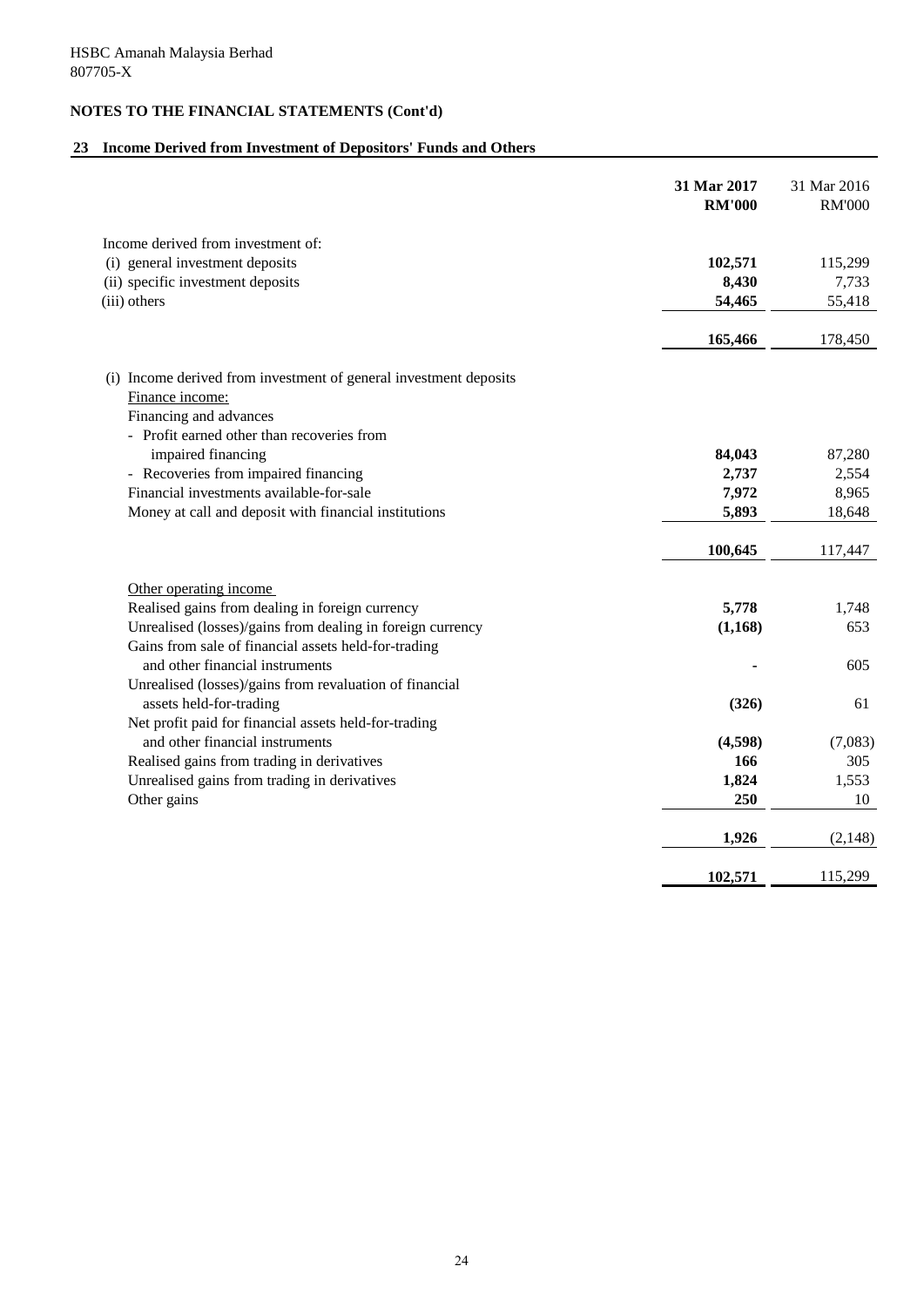HSBC Amanah Malaysia Berhad
807705-X

**NOTES TO THE FINANCIAL STATEMENTS (Cont'd)**

## 23 Income Derived from Investment of Depositors' Funds and Others

| | **31 Mar 2017 RM'000** | 31 Mar 2016 RM'000 |
|---|---|---|
| Income derived from investment of: | | |
| (i) general investment deposits | **102,571** | 115,299 |
| (ii) specific investment deposits | **8,430** | 7,733 |
| (iii) others | **54,465** | 55,418 |
| | **165,466** | 178,450 |
| (i) Income derived from investment of general investment deposits | | |
| Finance income: | | |
| Financing and advances | | |
| - Profit earned other than recoveries from impaired financing | **84,043** | 87,280 |
| - Recoveries from impaired financing | **2,737** | 2,554 |
| Financial investments available-for-sale | **7,972** | 8,965 |
| Money at call and deposit with financial institutions | **5,893** | 18,648 |
| | **100,645** | 117,447 |
| Other operating income | | |
| Realised gains from dealing in foreign currency | **5,778** | 1,748 |
| Unrealised (losses)/gains from dealing in foreign currency | **(1,168)** | 653 |
| Gains from sale of financial assets held-for-trading and other financial instruments | **-** | 605 |
| Unrealised (losses)/gains from revaluation of financial assets held-for-trading | **(326)** | 61 |
| Net profit paid for financial assets held-for-trading and other financial instruments | **(4,598)** | (7,083) |
| Realised gains from trading in derivatives | **166** | 305 |
| Unrealised gains from trading in derivatives | **1,824** | 1,553 |
| Other gains | **250** | 10 |
| | **1,926** | (2,148) |
| | **102,571** | 115,299 |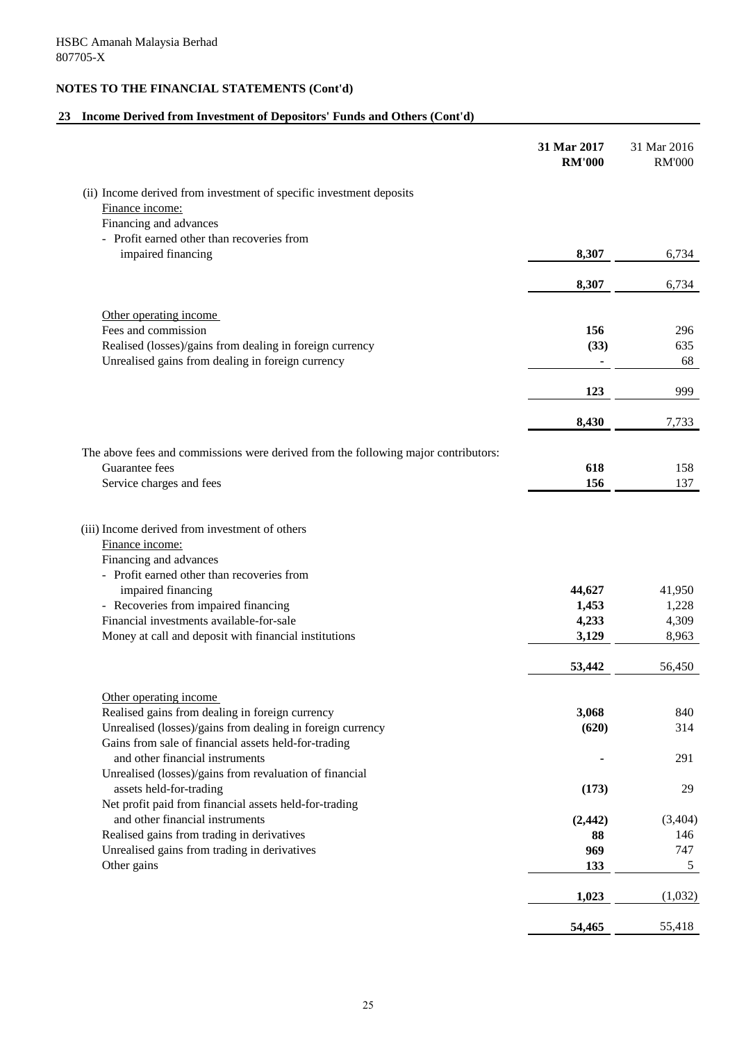HSBC Amanah Malaysia Berhad
807705-X

**NOTES TO THE FINANCIAL STATEMENTS (Cont'd)**

## 23 Income Derived from Investment of Depositors' Funds and Others (Cont'd)

| | 31 Mar 2017 RM'000 | 31 Mar 2016 RM'000 |
|---|---|---|
| (ii) Income derived from investment of specific investment deposits | | |
| Finance income: | | |
| Financing and advances | | |
| - Profit earned other than recoveries from impaired financing | **8,307** | 6,734 |
| | **8,307** | 6,734 |
| Other operating income | | |
| Fees and commission | **156** | 296 |
| Realised (losses)/gains from dealing in foreign currency | **(33)** | 635 |
| Unrealised gains from dealing in foreign currency | **-** | 68 |
| | **123** | 999 |
| | **8,430** | 7,733 |
| The above fees and commissions were derived from the following major contributors: | | |
| Guarantee fees | **618** | 158 |
| Service charges and fees | **156** | 137 |
| (iii) Income derived from investment of others | | |
| Finance income: | | |
| Financing and advances | | |
| - Profit earned other than recoveries from impaired financing | **44,627** | 41,950 |
| - Recoveries from impaired financing | **1,453** | 1,228 |
| Financial investments available-for-sale | **4,233** | 4,309 |
| Money at call and deposit with financial institutions | **3,129** | 8,963 |
| | **53,442** | 56,450 |
| Other operating income | | |
| Realised gains from dealing in foreign currency | **3,068** | 840 |
| Unrealised (losses)/gains from dealing in foreign currency | **(620)** | 314 |
| Gains from sale of financial assets held-for-trading and other financial instruments | **-** | 291 |
| Unrealised (losses)/gains from revaluation of financial assets held-for-trading | **(173)** | 29 |
| Net profit paid from financial assets held-for-trading and other financial instruments | **(2,442)** | (3,404) |
| Realised gains from trading in derivatives | **88** | 146 |
| Unrealised gains from trading in derivatives | **969** | 747 |
| Other gains | **133** | 5 |
| | **1,023** | (1,032) |
| | **54,465** | 55,418 |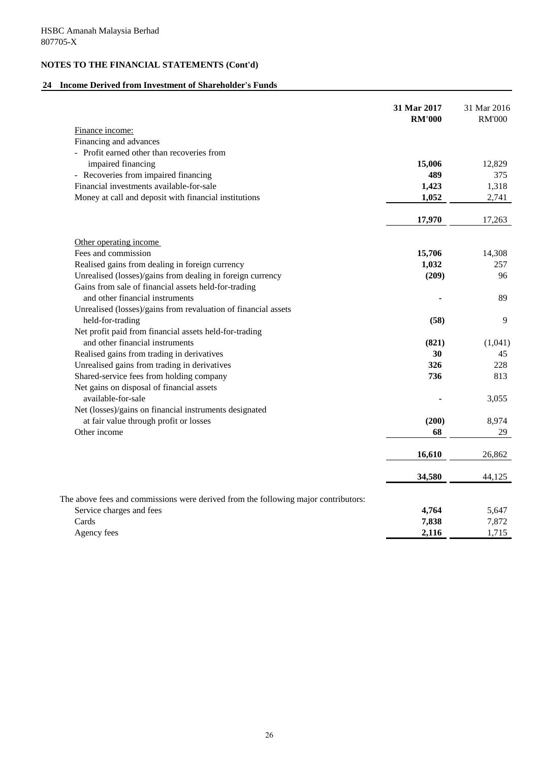HSBC Amanah Malaysia Berhad
807705-X

**NOTES TO THE FINANCIAL STATEMENTS (Cont'd)**

## 24 Income Derived from Investment of Shareholder's Funds

| | 31 Mar 2017 RM'000 | 31 Mar 2016 RM'000 |
|---|---|---|
| Finance income: | | |
| Financing and advances | | |
| - Profit earned other than recoveries from impaired financing | **15,006** | 12,829 |
| - Recoveries from impaired financing | **489** | 375 |
| Financial investments available-for-sale | **1,423** | 1,318 |
| Money at call and deposit with financial institutions | **1,052** | 2,741 |
| | **17,970** | 17,263 |
| Other operating income | | |
| Fees and commission | **15,706** | 14,308 |
| Realised gains from dealing in foreign currency | **1,032** | 257 |
| Unrealised (losses)/gains from dealing in foreign currency | **(209)** | 96 |
| Gains from sale of financial assets held-for-trading and other financial instruments | **-** | 89 |
| Unrealised (losses)/gains from revaluation of financial assets held-for-trading | **(58)** | 9 |
| Net profit paid from financial assets held-for-trading and other financial instruments | **(821)** | (1,041) |
| Realised gains from trading in derivatives | **30** | 45 |
| Unrealised gains from trading in derivatives | **326** | 228 |
| Shared-service fees from holding company | **736** | 813 |
| Net gains on disposal of financial assets available-for-sale | **-** | 3,055 |
| Net (losses)/gains on financial instruments designated at fair value through profit or losses | **(200)** | 8,974 |
| Other income | **68** | 29 |
| | **16,610** | 26,862 |
| | **34,580** | 44,125 |

The above fees and commissions were derived from the following major contributors:

| | 31 Mar 2017 RM'000 | 31 Mar 2016 RM'000 |
|---|---|---|
| Service charges and fees | **4,764** | 5,647 |
| Cards | **7,838** | 7,872 |
| Agency fees | **2,116** | 1,715 |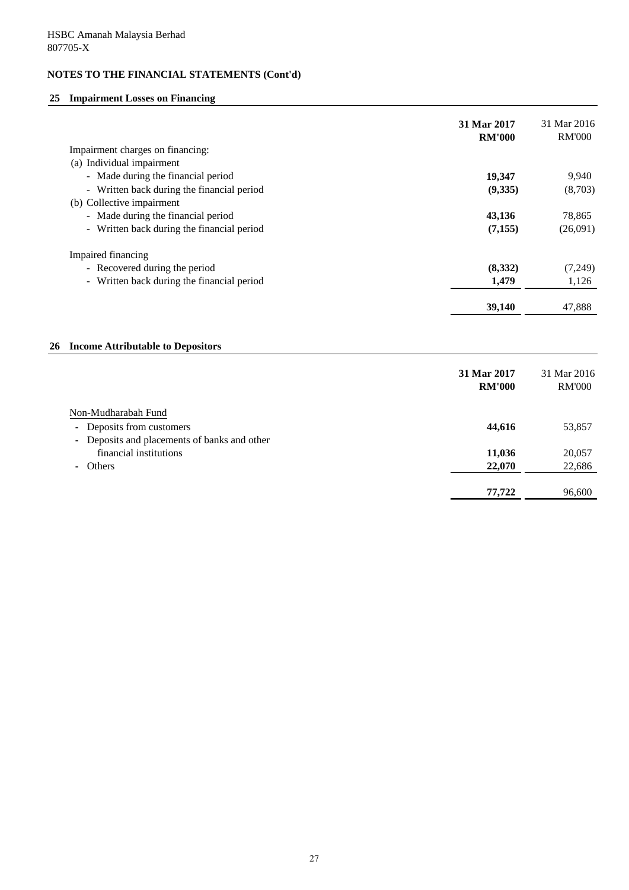HSBC Amanah Malaysia Berhad
807705-X

## NOTES TO THE FINANCIAL STATEMENTS (Cont'd)

### 25 Impairment Losses on Financing

| | 31 Mar 2017 RM'000 | 31 Mar 2016 RM'000 |
|---|---|---|
| Impairment charges on financing: | | |
| (a) Individual impairment | | |
| - Made during the financial period | **19,347** | 9,940 |
| - Written back during the financial period | **(9,335)** | (8,703) |
| (b) Collective impairment | | |
| - Made during the financial period | **43,136** | 78,865 |
| - Written back during the financial period | **(7,155)** | (26,091) |
| Impaired financing | | |
| - Recovered during the period | **(8,332)** | (7,249) |
| - Written back during the financial period | **1,479** | 1,126 |
| | **39,140** | 47,888 |

### 26 Income Attributable to Depositors

| | 31 Mar 2017 RM'000 | 31 Mar 2016 RM'000 |
|---|---|---|
| Non-Mudharabah Fund | | |
| - Deposits from customers | **44,616** | 53,857 |
| - Deposits and placements of banks and other financial institutions | **11,036** | 20,057 |
| - Others | **22,070** | 22,686 |
| | **77,722** | 96,600 |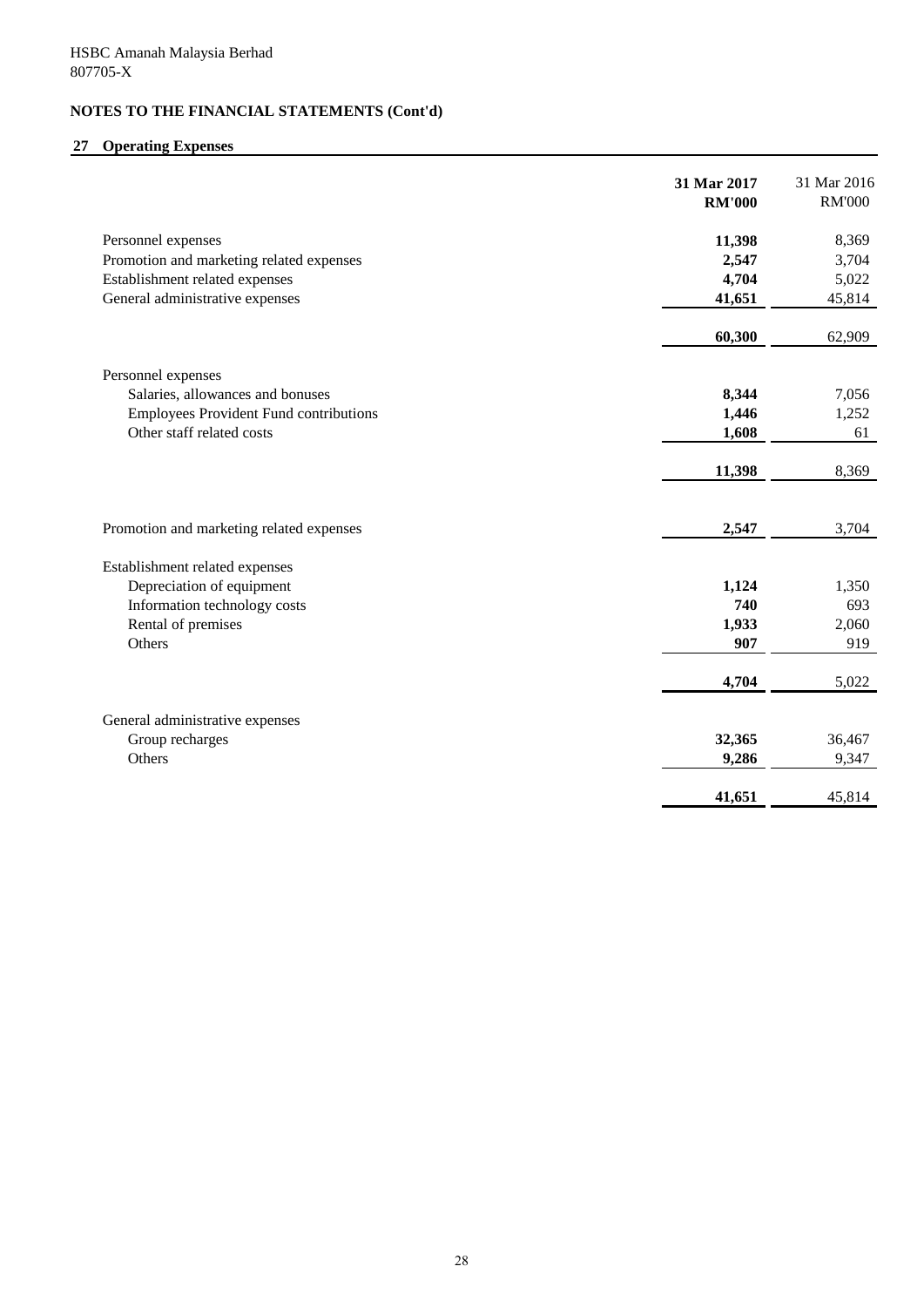HSBC Amanah Malaysia Berhad
807705-X

**NOTES TO THE FINANCIAL STATEMENTS (Cont'd)**

## 27 Operating Expenses

| | **31 Mar 2017 RM'000** | 31 Mar 2016 RM'000 |
|---|---|---|
| Personnel expenses | **11,398** | 8,369 |
| Promotion and marketing related expenses | **2,547** | 3,704 |
| Establishment related expenses | **4,704** | 5,022 |
| General administrative expenses | **41,651** | 45,814 |
| | **60,300** | 62,909 |
| Personnel expenses | | |
| Salaries, allowances and bonuses | **8,344** | 7,056 |
| Employees Provident Fund contributions | **1,446** | 1,252 |
| Other staff related costs | **1,608** | 61 |
| | **11,398** | 8,369 |
| Promotion and marketing related expenses | **2,547** | 3,704 |
| Establishment related expenses | | |
| Depreciation of equipment | **1,124** | 1,350 |
| Information technology costs | **740** | 693 |
| Rental of premises | **1,933** | 2,060 |
| Others | **907** | 919 |
| | **4,704** | 5,022 |
| General administrative expenses | | |
| Group recharges | **32,365** | 36,467 |
| Others | **9,286** | 9,347 |
| | **41,651** | 45,814 |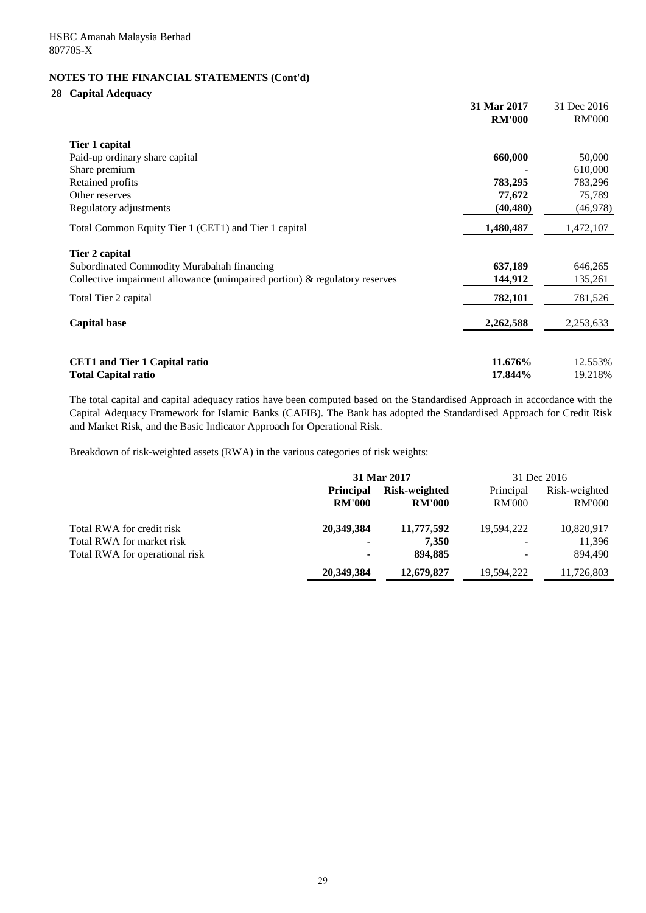HSBC Amanah Malaysia Berhad
807705-X

## NOTES TO THE FINANCIAL STATEMENTS (Cont'd)

### 28 Capital Adequacy

| | 31 Mar 2017 | 31 Dec 2016 |
|---|---|---|
| | RM'000 | RM'000 |
| **Tier 1 capital** | | |
| Paid-up ordinary share capital | 660,000 | 50,000 |
| Share premium | - | 610,000 |
| Retained profits | 783,295 | 783,296 |
| Other reserves | 77,672 | 75,789 |
| Regulatory adjustments | (40,480) | (46,978) |
| Total Common Equity Tier 1 (CET1) and Tier 1 capital | 1,480,487 | 1,472,107 |
| **Tier 2 capital** | | |
| Subordinated Commodity Murabahah financing | 637,189 | 646,265 |
| Collective impairment allowance (unimpaired portion) & regulatory reserves | 144,912 | 135,261 |
| Total Tier 2 capital | 782,101 | 781,526 |
| **Capital base** | 2,262,588 | 2,253,633 |
| **CET1 and Tier 1 Capital ratio** | 11.676% | 12.553% |
| **Total Capital ratio** | 17.844% | 19.218% |

The total capital and capital adequacy ratios have been computed based on the Standardised Approach in accordance with the Capital Adequacy Framework for Islamic Banks (CAFIB). The Bank has adopted the Standardised Approach for Credit Risk and Market Risk, and the Basic Indicator Approach for Operational Risk.

Breakdown of risk-weighted assets (RWA) in the various categories of risk weights:

| | 31 Mar 2017 | | 31 Dec 2016 | |
|---|---|---|---|---|
| | Principal | Risk-weighted | Principal | Risk-weighted |
| | RM'000 | RM'000 | RM'000 | RM'000 |
| Total RWA for credit risk | 20,349,384 | 11,777,592 | 19,594,222 | 10,820,917 |
| Total RWA for market risk | - | 7,350 | - | 11,396 |
| Total RWA for operational risk | - | 894,885 | - | 894,490 |
| | 20,349,384 | 12,679,827 | 19,594,222 | 11,726,803 |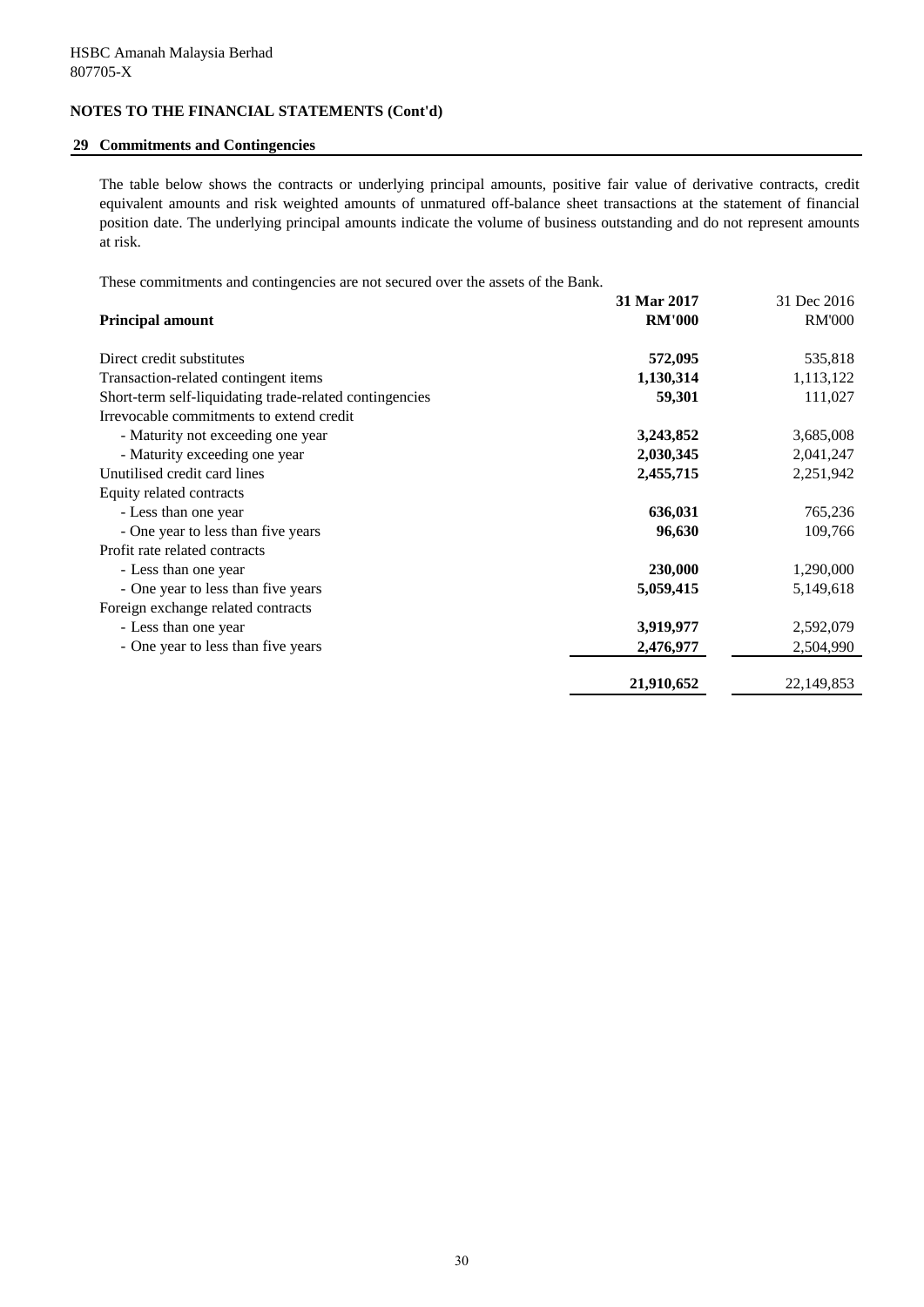HSBC Amanah Malaysia Berhad
807705-X

**NOTES TO THE FINANCIAL STATEMENTS (Cont'd)**

## 29 Commitments and Contingencies

The table below shows the contracts or underlying principal amounts, positive fair value of derivative contracts, credit equivalent amounts and risk weighted amounts of unmatured off-balance sheet transactions at the statement of financial position date. The underlying principal amounts indicate the volume of business outstanding and do not represent amounts at risk.

These commitments and contingencies are not secured over the assets of the Bank.

| **Principal amount** | **31 Mar 2017**<br>**RM'000** | 31 Dec 2016<br>RM'000 |
|---|---|---|
| Direct credit substitutes | **572,095** | 535,818 |
| Transaction-related contingent items | **1,130,314** | 1,113,122 |
| Short-term self-liquidating trade-related contingencies | **59,301** | 111,027 |
| Irrevocable commitments to extend credit | | |
| - Maturity not exceeding one year | **3,243,852** | 3,685,008 |
| - Maturity exceeding one year | **2,030,345** | 2,041,247 |
| Unutilised credit card lines | **2,455,715** | 2,251,942 |
| Equity related contracts | | |
| - Less than one year | **636,031** | 765,236 |
| - One year to less than five years | **96,630** | 109,766 |
| Profit rate related contracts | | |
| - Less than one year | **230,000** | 1,290,000 |
| - One year to less than five years | **5,059,415** | 5,149,618 |
| Foreign exchange related contracts | | |
| - Less than one year | **3,919,977** | 2,592,079 |
| - One year to less than five years | **2,476,977** | 2,504,990 |
| | **21,910,652** | 22,149,853 |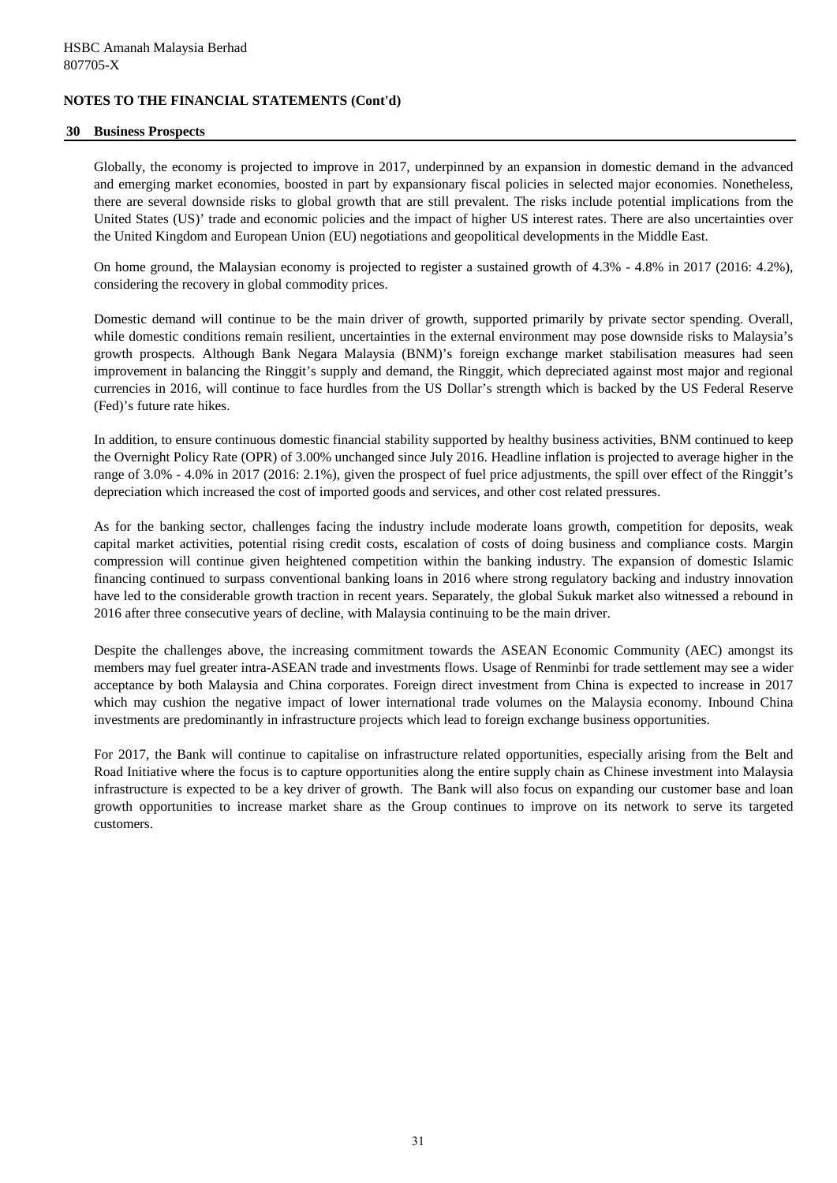HSBC Amanah Malaysia Berhad
807705-X

## NOTES TO THE FINANCIAL STATEMENTS (Cont'd)

### 30 Business Prospects

Globally, the economy is projected to improve in 2017, underpinned by an expansion in domestic demand in the advanced and emerging market economies, boosted in part by expansionary fiscal policies in selected major economies. Nonetheless, there are several downside risks to global growth that are still prevalent. The risks include potential implications from the United States (US)' trade and economic policies and the impact of higher US interest rates. There are also uncertainties over the United Kingdom and European Union (EU) negotiations and geopolitical developments in the Middle East.

On home ground, the Malaysian economy is projected to register a sustained growth of 4.3% - 4.8% in 2017 (2016: 4.2%), considering the recovery in global commodity prices.

Domestic demand will continue to be the main driver of growth, supported primarily by private sector spending. Overall, while domestic conditions remain resilient, uncertainties in the external environment may pose downside risks to Malaysia's growth prospects. Although Bank Negara Malaysia (BNM)'s foreign exchange market stabilisation measures had seen improvement in balancing the Ringgit's supply and demand, the Ringgit, which depreciated against most major and regional currencies in 2016, will continue to face hurdles from the US Dollar's strength which is backed by the US Federal Reserve (Fed)'s future rate hikes.

In addition, to ensure continuous domestic financial stability supported by healthy business activities, BNM continued to keep the Overnight Policy Rate (OPR) of 3.00% unchanged since July 2016. Headline inflation is projected to average higher in the range of 3.0% - 4.0% in 2017 (2016: 2.1%), given the prospect of fuel price adjustments, the spill over effect of the Ringgit's depreciation which increased the cost of imported goods and services, and other cost related pressures.

As for the banking sector, challenges facing the industry include moderate loans growth, competition for deposits, weak capital market activities, potential rising credit costs, escalation of costs of doing business and compliance costs. Margin compression will continue given heightened competition within the banking industry. The expansion of domestic Islamic financing continued to surpass conventional banking loans in 2016 where strong regulatory backing and industry innovation have led to the considerable growth traction in recent years. Separately, the global Sukuk market also witnessed a rebound in 2016 after three consecutive years of decline, with Malaysia continuing to be the main driver.

Despite the challenges above, the increasing commitment towards the ASEAN Economic Community (AEC) amongst its members may fuel greater intra-ASEAN trade and investments flows. Usage of Renminbi for trade settlement may see a wider acceptance by both Malaysia and China corporates. Foreign direct investment from China is expected to increase in 2017 which may cushion the negative impact of lower international trade volumes on the Malaysia economy. Inbound China investments are predominantly in infrastructure projects which lead to foreign exchange business opportunities.

For 2017, the Bank will continue to capitalise on infrastructure related opportunities, especially arising from the Belt and Road Initiative where the focus is to capture opportunities along the entire supply chain as Chinese investment into Malaysia infrastructure is expected to be a key driver of growth. The Bank will also focus on expanding our customer base and loan growth opportunities to increase market share as the Group continues to improve on its network to serve its targeted customers.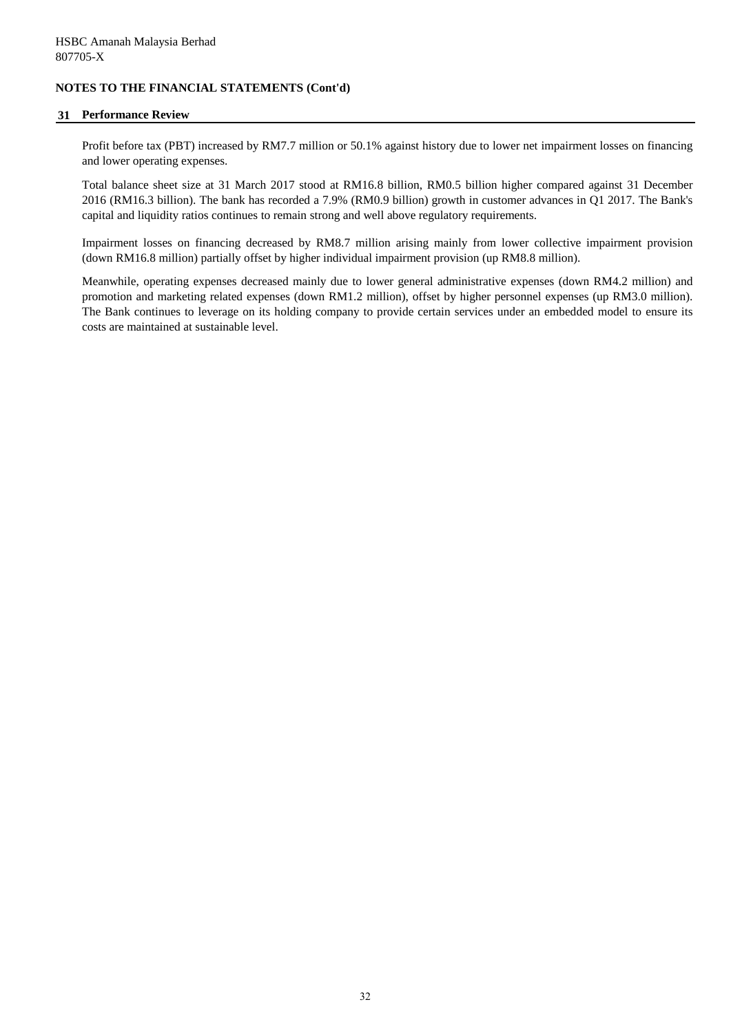HSBC Amanah Malaysia Berhad
807705-X

**NOTES TO THE FINANCIAL STATEMENTS (Cont'd)**

## 31 Performance Review

Profit before tax (PBT) increased by RM7.7 million or 50.1% against history due to lower net impairment losses on financing and lower operating expenses.

Total balance sheet size at 31 March 2017 stood at RM16.8 billion, RM0.5 billion higher compared against 31 December 2016 (RM16.3 billion). The bank has recorded a 7.9% (RM0.9 billion) growth in customer advances in Q1 2017. The Bank's capital and liquidity ratios continues to remain strong and well above regulatory requirements.

Impairment losses on financing decreased by RM8.7 million arising mainly from lower collective impairment provision (down RM16.8 million) partially offset by higher individual impairment provision (up RM8.8 million).

Meanwhile, operating expenses decreased mainly due to lower general administrative expenses (down RM4.2 million) and promotion and marketing related expenses (down RM1.2 million), offset by higher personnel expenses (up RM3.0 million). The Bank continues to leverage on its holding company to provide certain services under an embedded model to ensure its costs are maintained at sustainable level.